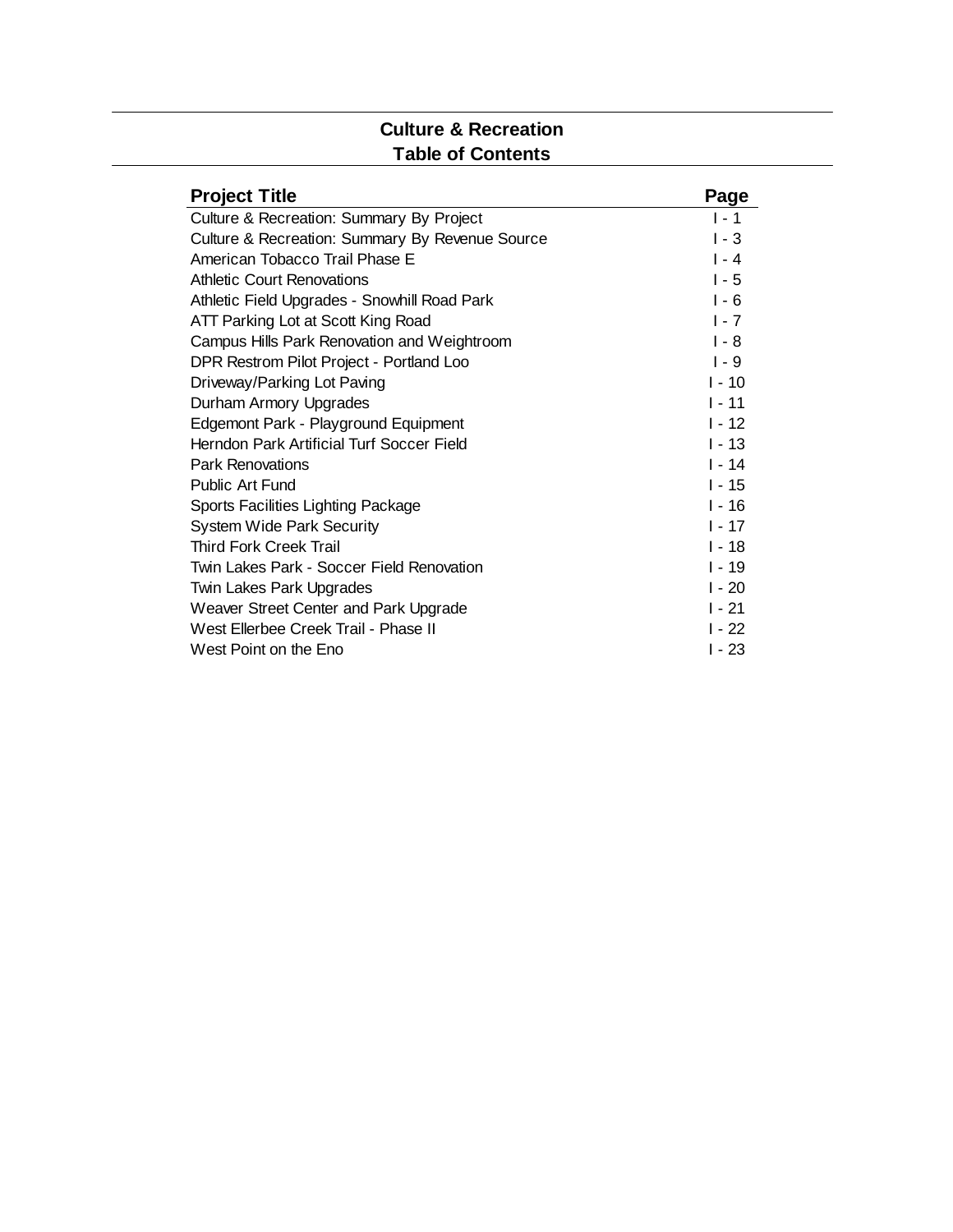# Culture & Recreation
## Table of Contents

| Project Title | Page |
|---|---|
| Culture & Recreation: Summary By Project | I - 1 |
| Culture & Recreation: Summary By Revenue Source | I - 3 |
| American Tobacco Trail Phase E | I - 4 |
| Athletic Court Renovations | I - 5 |
| Athletic Field Upgrades - Snowhill Road Park | I - 6 |
| ATT Parking Lot at Scott King Road | I - 7 |
| Campus Hills Park Renovation and Weightroom | I - 8 |
| DPR Restrom Pilot Project - Portland Loo | I - 9 |
| Driveway/Parking Lot Paving | I - 10 |
| Durham Armory Upgrades | I - 11 |
| Edgemont Park - Playground Equipment | I - 12 |
| Herndon Park Artificial Turf Soccer Field | I - 13 |
| Park Renovations | I - 14 |
| Public Art Fund | I - 15 |
| Sports Facilities Lighting Package | I - 16 |
| System Wide Park Security | I - 17 |
| Third Fork Creek Trail | I - 18 |
| Twin Lakes Park - Soccer Field Renovation | I - 19 |
| Twin Lakes Park Upgrades | I - 20 |
| Weaver Street Center and Park Upgrade | I - 21 |
| West Ellerbee Creek Trail - Phase II | I - 22 |
| West Point on the Eno | I - 23 |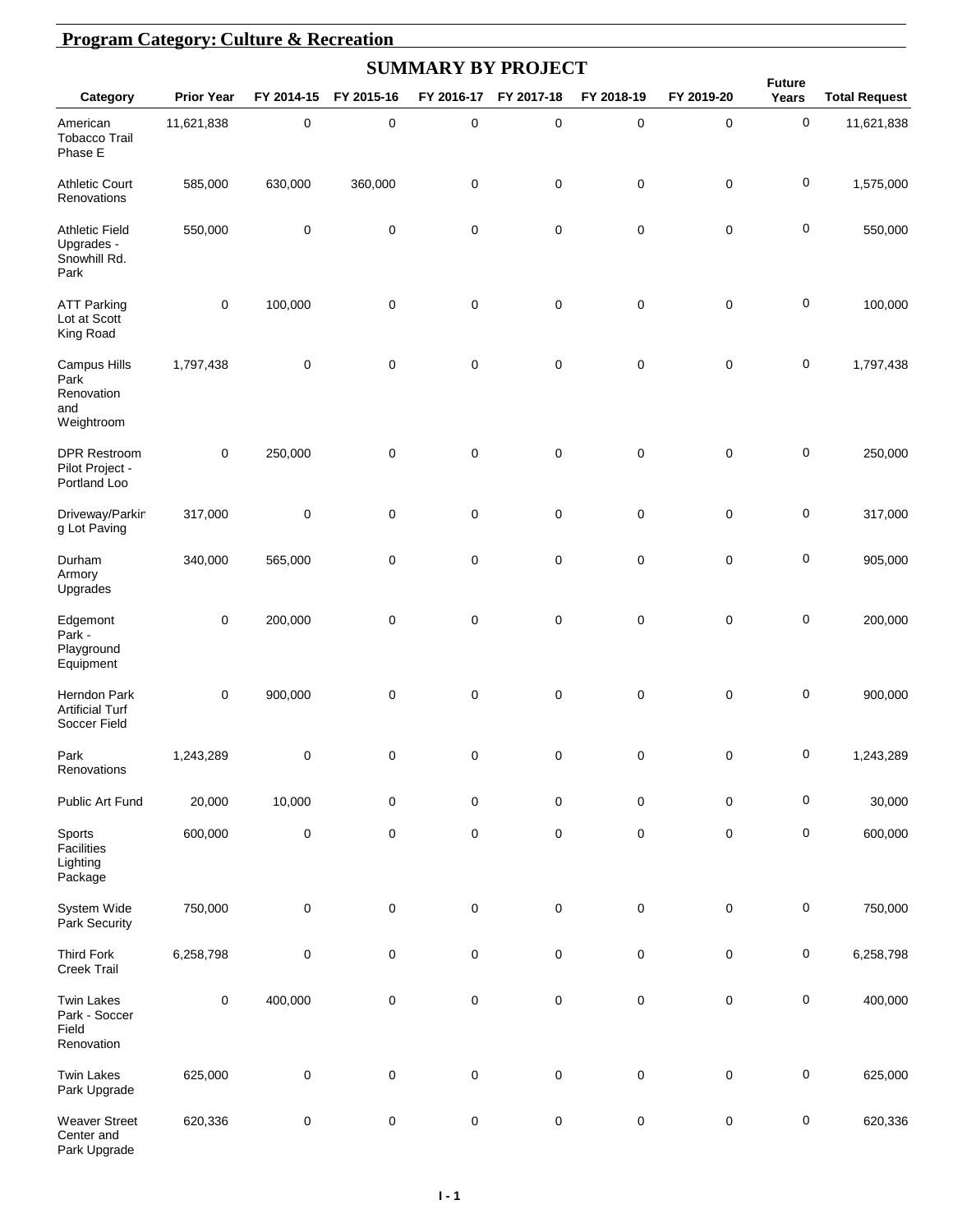## Program Category: Culture & Recreation

### SUMMARY BY PROJECT

| Category | Prior Year | FY 2014-15 | FY 2015-16 | FY 2016-17 | FY 2017-18 | FY 2018-19 | FY 2019-20 | Future Years | Total Request |
|---|---|---|---|---|---|---|---|---|---|
| American Tobacco Trail Phase E | 11,621,838 | 0 | 0 | 0 | 0 | 0 | 0 | 0 | 11,621,838 |
| Athletic Court Renovations | 585,000 | 630,000 | 360,000 | 0 | 0 | 0 | 0 | 0 | 1,575,000 |
| Athletic Field Upgrades - Snowhill Rd. Park | 550,000 | 0 | 0 | 0 | 0 | 0 | 0 | 0 | 550,000 |
| ATT Parking Lot at Scott King Road | 0 | 100,000 | 0 | 0 | 0 | 0 | 0 | 0 | 100,000 |
| Campus Hills Park Renovation and Weightroom | 1,797,438 | 0 | 0 | 0 | 0 | 0 | 0 | 0 | 1,797,438 |
| DPR Restroom Pilot Project - Portland Loo | 0 | 250,000 | 0 | 0 | 0 | 0 | 0 | 0 | 250,000 |
| Driveway/Parking Lot Paving | 317,000 | 0 | 0 | 0 | 0 | 0 | 0 | 0 | 317,000 |
| Durham Armory Upgrades | 340,000 | 565,000 | 0 | 0 | 0 | 0 | 0 | 0 | 905,000 |
| Edgemont Park - Playground Equipment | 0 | 200,000 | 0 | 0 | 0 | 0 | 0 | 0 | 200,000 |
| Herndon Park Artificial Turf Soccer Field | 0 | 900,000 | 0 | 0 | 0 | 0 | 0 | 0 | 900,000 |
| Park Renovations | 1,243,289 | 0 | 0 | 0 | 0 | 0 | 0 | 0 | 1,243,289 |
| Public Art Fund | 20,000 | 10,000 | 0 | 0 | 0 | 0 | 0 | 0 | 30,000 |
| Sports Facilities Lighting Package | 600,000 | 0 | 0 | 0 | 0 | 0 | 0 | 0 | 600,000 |
| System Wide Park Security | 750,000 | 0 | 0 | 0 | 0 | 0 | 0 | 0 | 750,000 |
| Third Fork Creek Trail | 6,258,798 | 0 | 0 | 0 | 0 | 0 | 0 | 0 | 6,258,798 |
| Twin Lakes Park - Soccer Field Renovation | 0 | 400,000 | 0 | 0 | 0 | 0 | 0 | 0 | 400,000 |
| Twin Lakes Park Upgrade | 625,000 | 0 | 0 | 0 | 0 | 0 | 0 | 0 | 625,000 |
| Weaver Street Center and Park Upgrade | 620,336 | 0 | 0 | 0 | 0 | 0 | 0 | 0 | 620,336 |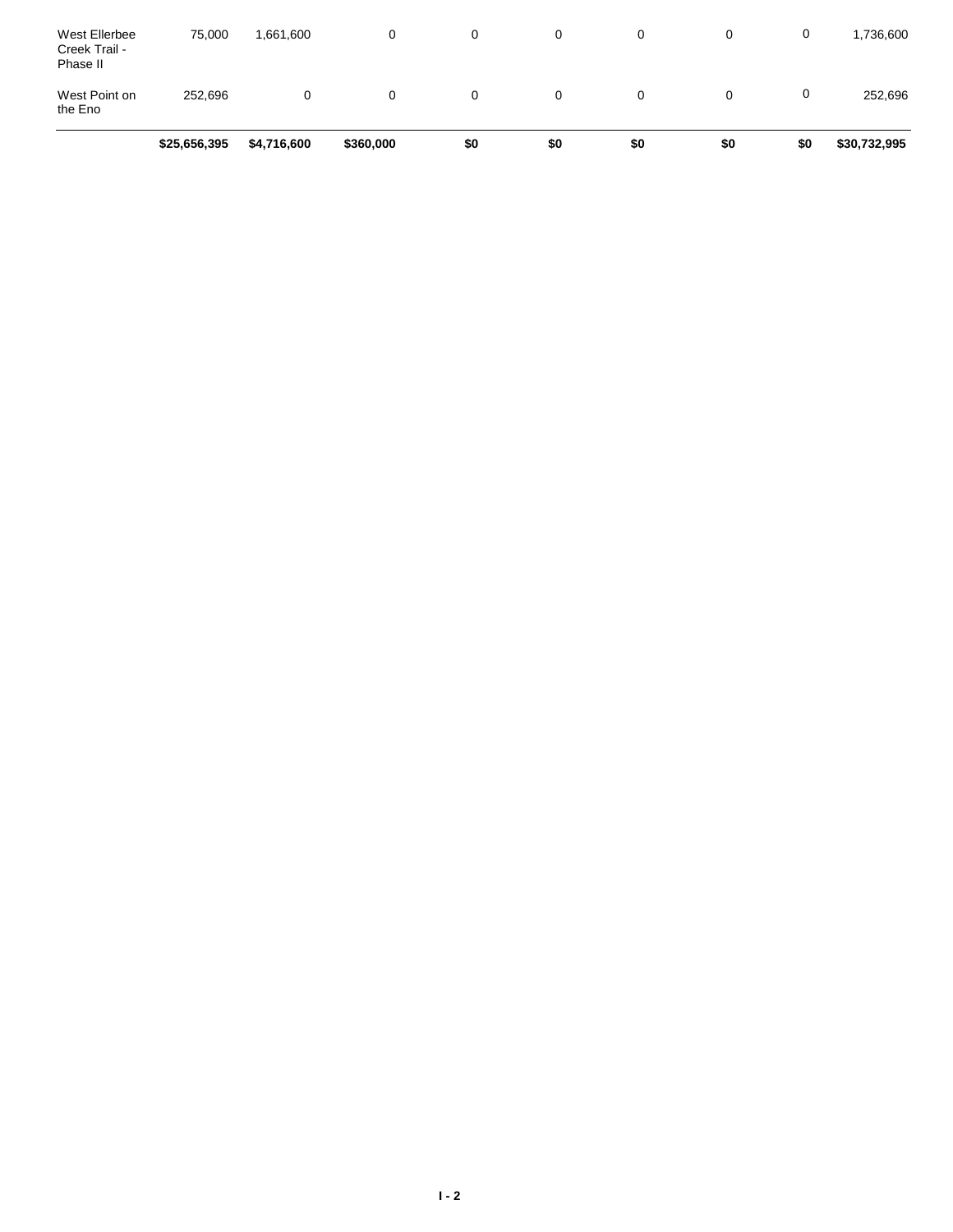| | | | | | | | | | |
|---|---|---|---|---|---|---|---|---|---|
| West Ellerbee Creek Trail - Phase II | 75,000 | 1,661,600 | 0 | 0 | 0 | 0 | 0 | 0 | 1,736,600 |
| West Point on the Eno | 252,696 | 0 | 0 | 0 | 0 | 0 | 0 | 0 | 252,696 |
| | **$25,656,395** | **$4,716,600** | **$360,000** | **$0** | **$0** | **$0** | **$0** | **$0** | **$30,732,995** |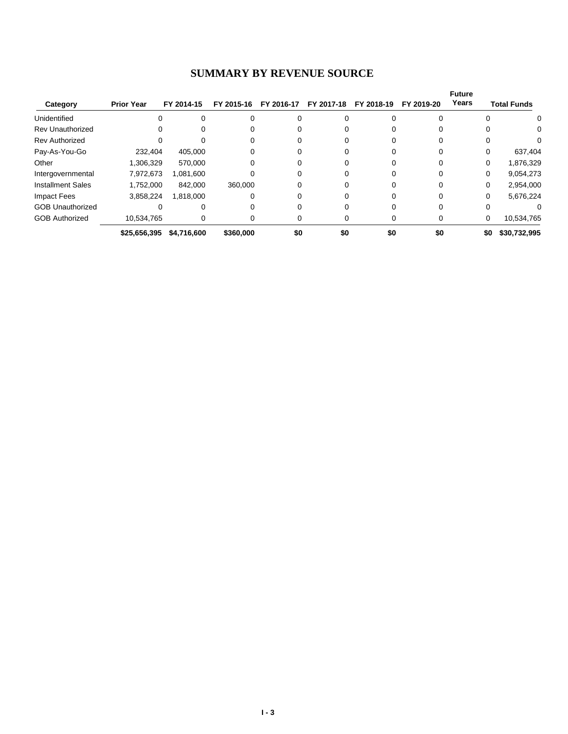## SUMMARY BY REVENUE SOURCE

| Category | Prior Year | FY 2014-15 | FY 2015-16 | FY 2016-17 | FY 2017-18 | FY 2018-19 | FY 2019-20 | Future Years | Total Funds |
|---|---|---|---|---|---|---|---|---|---|
| Unidentified | 0 | 0 | 0 | 0 | 0 | 0 | 0 | 0 | 0 |
| Rev Unauthorized | 0 | 0 | 0 | 0 | 0 | 0 | 0 | 0 | 0 |
| Rev Authorized | 0 | 0 | 0 | 0 | 0 | 0 | 0 | 0 | 0 |
| Pay-As-You-Go | 232,404 | 405,000 | 0 | 0 | 0 | 0 | 0 | 0 | 637,404 |
| Other | 1,306,329 | 570,000 | 0 | 0 | 0 | 0 | 0 | 0 | 1,876,329 |
| Intergovernmental | 7,972,673 | 1,081,600 | 0 | 0 | 0 | 0 | 0 | 0 | 9,054,273 |
| Installment Sales | 1,752,000 | 842,000 | 360,000 | 0 | 0 | 0 | 0 | 0 | 2,954,000 |
| Impact Fees | 3,858,224 | 1,818,000 | 0 | 0 | 0 | 0 | 0 | 0 | 5,676,224 |
| GOB Unauthorized | 0 | 0 | 0 | 0 | 0 | 0 | 0 | 0 | 0 |
| GOB Authorized | 10,534,765 | 0 | 0 | 0 | 0 | 0 | 0 | 0 | 10,534,765 |
| | **$25,656,395** | **$4,716,600** | **$360,000** | **$0** | **$0** | **$0** | **$0** | **$0** | **$30,732,995** |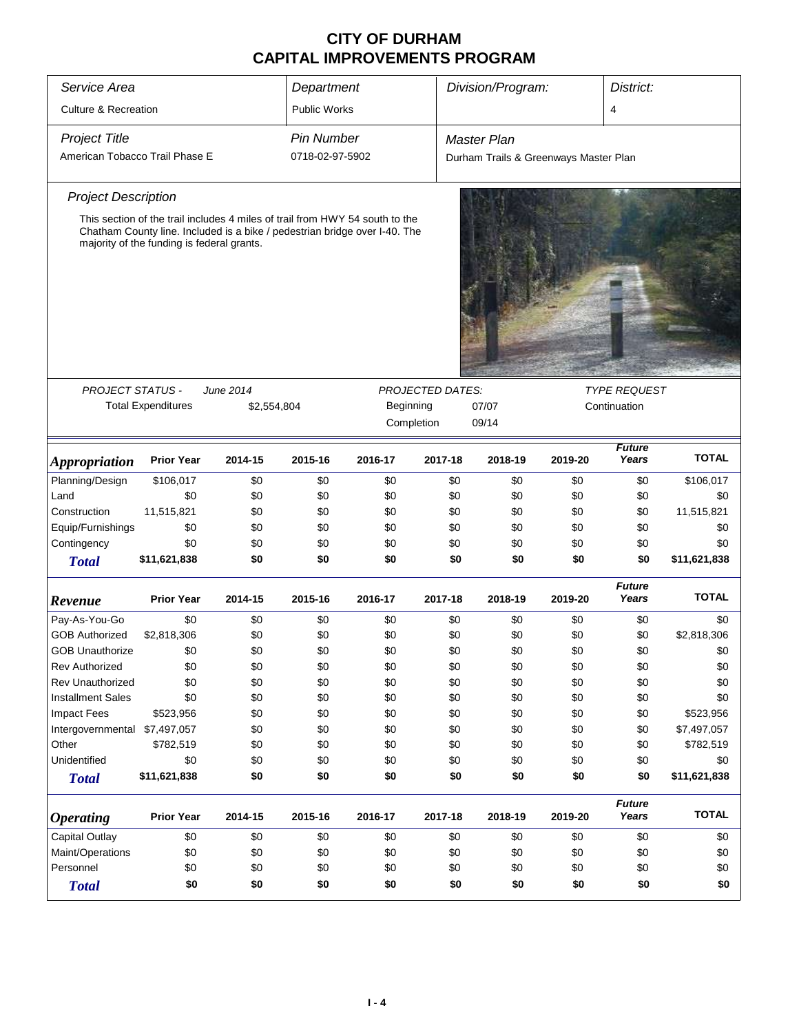# CITY OF DURHAM
# CAPITAL IMPROVEMENTS PROGRAM

| *Service Area* | *Department* | *Division/Program:* | *District:* |
|---|---|---|---|
| Culture & Recreation | Public Works | | 4 |

| *Project Title* | *Pin Number* | *Master Plan* |
|---|---|---|
| American Tobacco Trail Phase E | 0718-02-97-5902 | Durham Trails & Greenways Master Plan |

### *Project Description*

This section of the trail includes 4 miles of trail from HWY 54 south to the Chatham County line. Included is a bike / pedestrian bridge over I-40. The majority of the funding is federal grants.

| *PROJECT STATUS -* | *June 2014* | *PROJECTED DATES:* | | *TYPE REQUEST* |
|---|---|---|---|---|
| Total Expenditures | $2,554,804 | Beginning | 07/07 | Continuation |
| | | Completion | 09/14 | |

| *Appropriation* | Prior Year | 2014-15 | 2015-16 | 2016-17 | 2017-18 | 2018-19 | 2019-20 | *Future Years* | TOTAL |
|---|---|---|---|---|---|---|---|---|---|
| Planning/Design | $106,017 | $0 | $0 | $0 | $0 | $0 | $0 | $0 | $106,017 |
| Land | $0 | $0 | $0 | $0 | $0 | $0 | $0 | $0 | $0 |
| Construction | 11,515,821 | $0 | $0 | $0 | $0 | $0 | $0 | $0 | 11,515,821 |
| Equip/Furnishings | $0 | $0 | $0 | $0 | $0 | $0 | $0 | $0 | $0 |
| Contingency | $0 | $0 | $0 | $0 | $0 | $0 | $0 | $0 | $0 |
| **Total** | **$11,621,838** | **$0** | **$0** | **$0** | **$0** | **$0** | **$0** | **$0** | **$11,621,838** |

| *Revenue* | Prior Year | 2014-15 | 2015-16 | 2016-17 | 2017-18 | 2018-19 | 2019-20 | *Future Years* | TOTAL |
|---|---|---|---|---|---|---|---|---|---|
| Pay-As-You-Go | $0 | $0 | $0 | $0 | $0 | $0 | $0 | $0 | $0 |
| GOB Authorized | $2,818,306 | $0 | $0 | $0 | $0 | $0 | $0 | $0 | $2,818,306 |
| GOB Unauthorize | $0 | $0 | $0 | $0 | $0 | $0 | $0 | $0 | $0 |
| Rev Authorized | $0 | $0 | $0 | $0 | $0 | $0 | $0 | $0 | $0 |
| Rev Unauthorized | $0 | $0 | $0 | $0 | $0 | $0 | $0 | $0 | $0 |
| Installment Sales | $0 | $0 | $0 | $0 | $0 | $0 | $0 | $0 | $0 |
| Impact Fees | $523,956 | $0 | $0 | $0 | $0 | $0 | $0 | $0 | $523,956 |
| Intergovernmental | $7,497,057 | $0 | $0 | $0 | $0 | $0 | $0 | $0 | $7,497,057 |
| Other | $782,519 | $0 | $0 | $0 | $0 | $0 | $0 | $0 | $782,519 |
| Unidentified | $0 | $0 | $0 | $0 | $0 | $0 | $0 | $0 | $0 |
| **Total** | **$11,621,838** | **$0** | **$0** | **$0** | **$0** | **$0** | **$0** | **$0** | **$11,621,838** |

| *Operating* | Prior Year | 2014-15 | 2015-16 | 2016-17 | 2017-18 | 2018-19 | 2019-20 | *Future Years* | TOTAL |
|---|---|---|---|---|---|---|---|---|---|
| Capital Outlay | $0 | $0 | $0 | $0 | $0 | $0 | $0 | $0 | $0 |
| Maint/Operations | $0 | $0 | $0 | $0 | $0 | $0 | $0 | $0 | $0 |
| Personnel | $0 | $0 | $0 | $0 | $0 | $0 | $0 | $0 | $0 |
| **Total** | **$0** | **$0** | **$0** | **$0** | **$0** | **$0** | **$0** | **$0** | **$0** |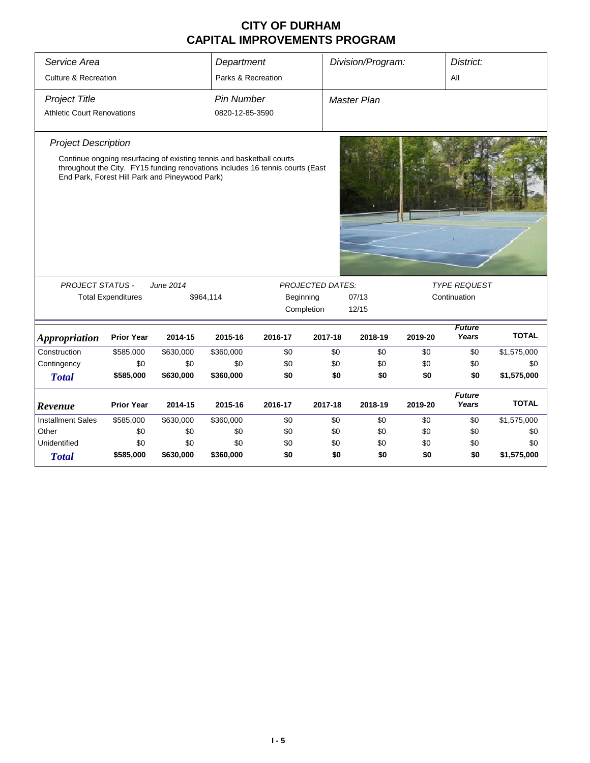# CITY OF DURHAM
# CAPITAL IMPROVEMENTS PROGRAM

| *Service Area* | *Department* | *Division/Program:* | *District:* |
|---|---|---|---|
| Culture & Recreation | Parks & Recreation | | All |

| *Project Title* | *Pin Number* | *Master Plan* |
|---|---|---|
| Athletic Court Renovations | 0820-12-85-3590 | |

*Project Description*

Continue ongoing resurfacing of existing tennis and basketball courts throughout the City. FY15 funding renovations includes 16 tennis courts (East End Park, Forest Hill Park and Pineywood Park)

*PROJECT STATUS -* *June 2014*

Total Expenditures $964,114

*PROJECTED DATES:*

Beginning 07/13

Completion 12/15

*TYPE REQUEST*

Continuation

| *Appropriation* | Prior Year | 2014-15 | 2015-16 | 2016-17 | 2017-18 | 2018-19 | 2019-20 | *Future Years* | TOTAL |
|---|---|---|---|---|---|---|---|---|---|
| Construction | $585,000 | $630,000 | $360,000 | $0 | $0 | $0 | $0 | $0 | $1,575,000 |
| Contingency | $0 | $0 | $0 | $0 | $0 | $0 | $0 | $0 | $0 |
| ***Total*** | **$585,000** | **$630,000** | **$360,000** | **$0** | **$0** | **$0** | **$0** | **$0** | **$1,575,000** |

| *Revenue* | Prior Year | 2014-15 | 2015-16 | 2016-17 | 2017-18 | 2018-19 | 2019-20 | *Future Years* | TOTAL |
|---|---|---|---|---|---|---|---|---|---|
| Installment Sales | $585,000 | $630,000 | $360,000 | $0 | $0 | $0 | $0 | $0 | $1,575,000 |
| Other | $0 | $0 | $0 | $0 | $0 | $0 | $0 | $0 | $0 |
| Unidentified | $0 | $0 | $0 | $0 | $0 | $0 | $0 | $0 | $0 |
| ***Total*** | **$585,000** | **$630,000** | **$360,000** | **$0** | **$0** | **$0** | **$0** | **$0** | **$1,575,000** |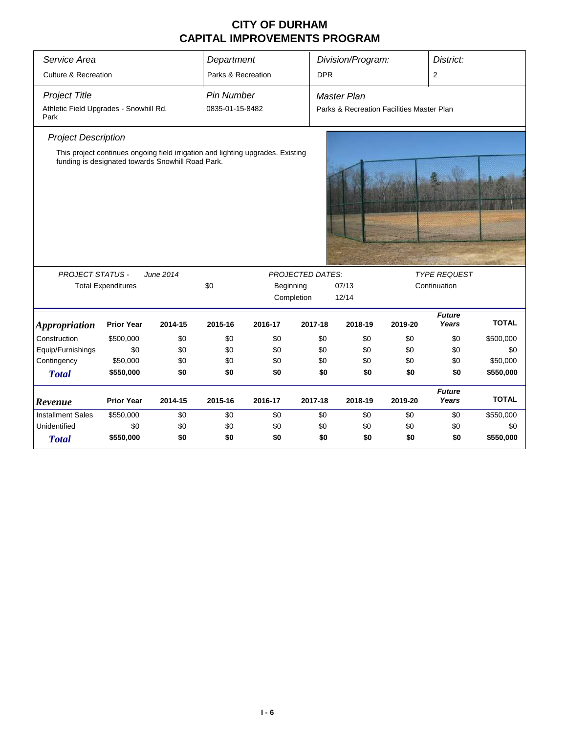# CITY OF DURHAM
# CAPITAL IMPROVEMENTS PROGRAM

| *Service Area* | *Department* | *Division/Program:* | *District:* |
|---|---|---|---|
| Culture & Recreation | Parks & Recreation | DPR | 2 |

| *Project Title* | *Pin Number* | *Master Plan* |
|---|---|---|
| Athletic Field Upgrades - Snowhill Rd. Park | 0835-01-15-8482 | Parks & Recreation Facilities Master Plan |

*Project Description*

This project continues ongoing field irrigation and lighting upgrades. Existing funding is designated towards Snowhill Road Park.

| *PROJECT STATUS -* | *June 2014* | | *PROJECTED DATES:* | | *TYPE REQUEST* |
|---|---|---|---|---|---|
| Total Expenditures | | $0 | Beginning | 07/13 | Continuation |
| | | | Completion | 12/14 | |

| *Appropriation* | Prior Year | 2014-15 | 2015-16 | 2016-17 | 2017-18 | 2018-19 | 2019-20 | *Future Years* | TOTAL |
|---|---|---|---|---|---|---|---|---|---|
| Construction | $500,000 | $0 | $0 | $0 | $0 | $0 | $0 | $0 | $500,000 |
| Equip/Furnishings | $0 | $0 | $0 | $0 | $0 | $0 | $0 | $0 | $0 |
| Contingency | $50,000 | $0 | $0 | $0 | $0 | $0 | $0 | $0 | $50,000 |
| ***Total*** | **$550,000** | **$0** | **$0** | **$0** | **$0** | **$0** | **$0** | **$0** | **$550,000** |

| *Revenue* | Prior Year | 2014-15 | 2015-16 | 2016-17 | 2017-18 | 2018-19 | 2019-20 | *Future Years* | TOTAL |
|---|---|---|---|---|---|---|---|---|---|
| Installment Sales | $550,000 | $0 | $0 | $0 | $0 | $0 | $0 | $0 | $550,000 |
| Unidentified | $0 | $0 | $0 | $0 | $0 | $0 | $0 | $0 | $0 |
| ***Total*** | **$550,000** | **$0** | **$0** | **$0** | **$0** | **$0** | **$0** | **$0** | **$550,000** |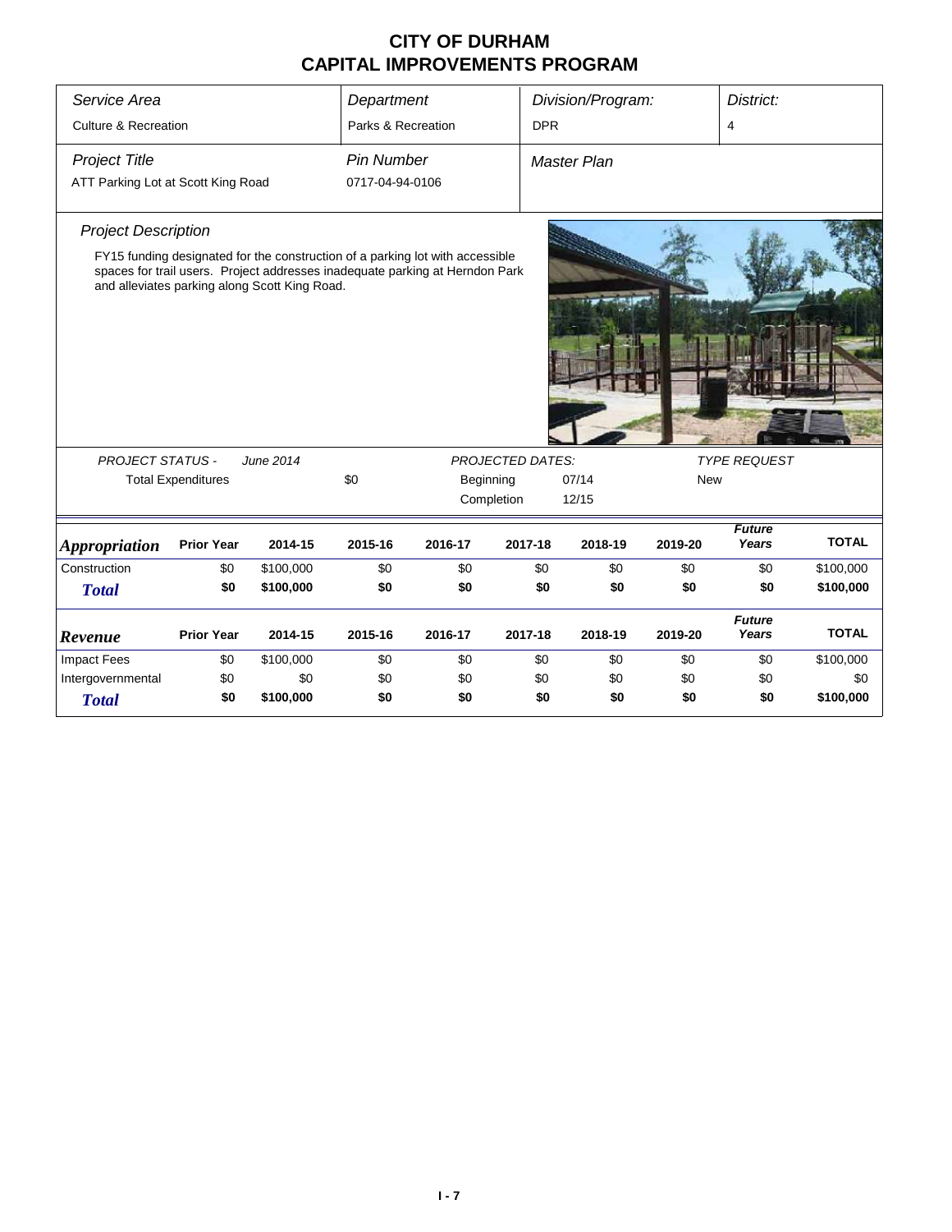# CITY OF DURHAM
# CAPITAL IMPROVEMENTS PROGRAM

| *Service Area* | *Department* | *Division/Program:* | *District:* |
|---|---|---|---|
| Culture & Recreation | Parks & Recreation | DPR | 4 |

| *Project Title* | *Pin Number* | *Master Plan* |
|---|---|---|
| ATT Parking Lot at Scott King Road | 0717-04-94-0106 | |

*Project Description*

FY15 funding designated for the construction of a parking lot with accessible spaces for trail users. Project addresses inadequate parking at Herndon Park and alleviates parking along Scott King Road.

| *PROJECT STATUS -* | *June 2014* | | *PROJECTED DATES:* | | *TYPE REQUEST* |
|---|---|---|---|---|---|
| Total Expenditures | | $0 | Beginning | 07/14 | New |
| | | | Completion | 12/15 | |

| *Appropriation* | Prior Year | 2014-15 | 2015-16 | 2016-17 | 2017-18 | 2018-19 | 2019-20 | *Future Years* | TOTAL |
|---|---|---|---|---|---|---|---|---|---|
| Construction | $0 | $100,000 | $0 | $0 | $0 | $0 | $0 | $0 | $100,000 |
| ***Total*** | **$0** | **$100,000** | **$0** | **$0** | **$0** | **$0** | **$0** | **$0** | **$100,000** |

| *Revenue* | Prior Year | 2014-15 | 2015-16 | 2016-17 | 2017-18 | 2018-19 | 2019-20 | *Future Years* | TOTAL |
|---|---|---|---|---|---|---|---|---|---|
| Impact Fees | $0 | $100,000 | $0 | $0 | $0 | $0 | $0 | $0 | $100,000 |
| Intergovernmental | $0 | $0 | $0 | $0 | $0 | $0 | $0 | $0 | $0 |
| ***Total*** | **$0** | **$100,000** | **$0** | **$0** | **$0** | **$0** | **$0** | **$0** | **$100,000** |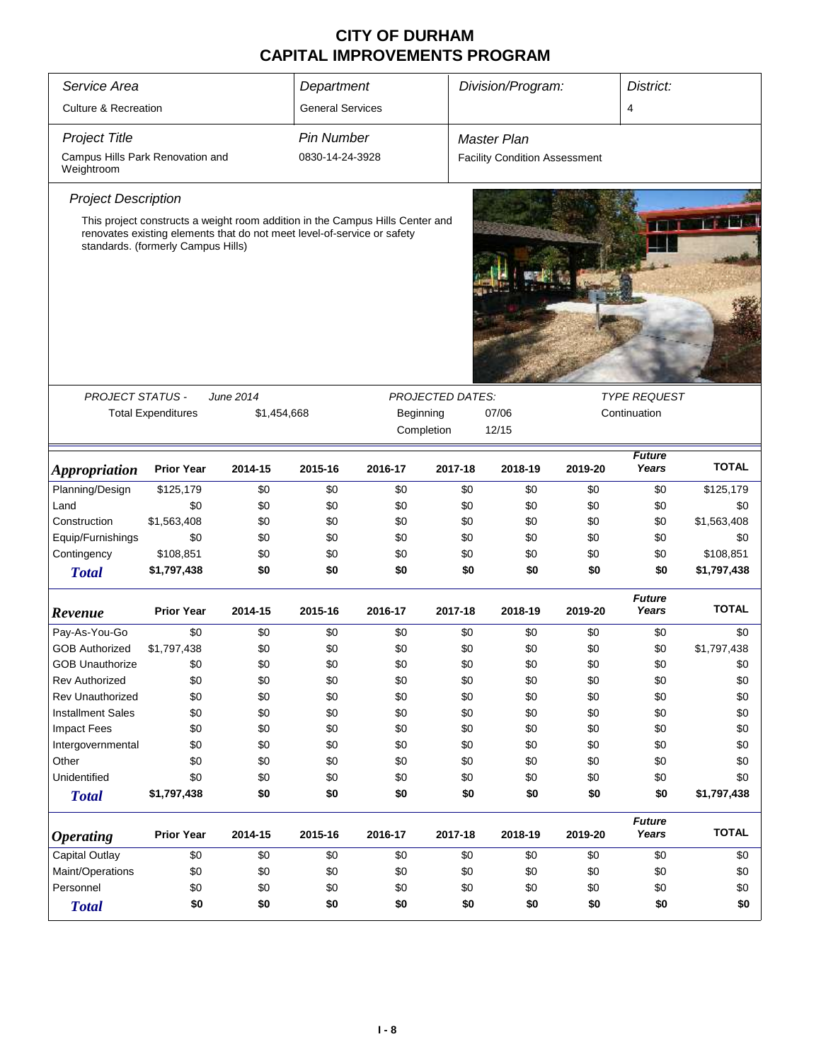# CITY OF DURHAM
# CAPITAL IMPROVEMENTS PROGRAM

| *Service Area* | *Department* | *Division/Program:* | *District:* |
|---|---|---|---|
| Culture & Recreation | General Services | | 4 |

| *Project Title* | *Pin Number* | *Master Plan* |
|---|---|---|
| Campus Hills Park Renovation and Weightroom | 0830-14-24-3928 | Facility Condition Assessment |

*Project Description*

This project constructs a weight room addition in the Campus Hills Center and renovates existing elements that do not meet level-of-service or safety standards. (formerly Campus Hills)

| *PROJECT STATUS -* | *June 2014* | *PROJECTED DATES:* | | *TYPE REQUEST* |
|---|---|---|---|---|
| Total Expenditures | $1,454,668 | Beginning | 07/06 | Continuation |
| | | Completion | 12/15 | |

| ***Appropriation*** | **Prior Year** | **2014-15** | **2015-16** | **2016-17** | **2017-18** | **2018-19** | **2019-20** | ***Future Years*** | **TOTAL** |
|---|---|---|---|---|---|---|---|---|---|
| Planning/Design | $125,179 | $0 | $0 | $0 | $0 | $0 | $0 | $0 | $125,179 |
| Land | $0 | $0 | $0 | $0 | $0 | $0 | $0 | $0 | $0 |
| Construction | $1,563,408 | $0 | $0 | $0 | $0 | $0 | $0 | $0 | $1,563,408 |
| Equip/Furnishings | $0 | $0 | $0 | $0 | $0 | $0 | $0 | $0 | $0 |
| Contingency | $108,851 | $0 | $0 | $0 | $0 | $0 | $0 | $0 | $108,851 |
| ***Total*** | **$1,797,438** | **$0** | **$0** | **$0** | **$0** | **$0** | **$0** | **$0** | **$1,797,438** |

| ***Revenue*** | **Prior Year** | **2014-15** | **2015-16** | **2016-17** | **2017-18** | **2018-19** | **2019-20** | ***Future Years*** | **TOTAL** |
|---|---|---|---|---|---|---|---|---|---|
| Pay-As-You-Go | $0 | $0 | $0 | $0 | $0 | $0 | $0 | $0 | $0 |
| GOB Authorized | $1,797,438 | $0 | $0 | $0 | $0 | $0 | $0 | $0 | $1,797,438 |
| GOB Unauthorize | $0 | $0 | $0 | $0 | $0 | $0 | $0 | $0 | $0 |
| Rev Authorized | $0 | $0 | $0 | $0 | $0 | $0 | $0 | $0 | $0 |
| Rev Unauthorized | $0 | $0 | $0 | $0 | $0 | $0 | $0 | $0 | $0 |
| Installment Sales | $0 | $0 | $0 | $0 | $0 | $0 | $0 | $0 | $0 |
| Impact Fees | $0 | $0 | $0 | $0 | $0 | $0 | $0 | $0 | $0 |
| Intergovernmental | $0 | $0 | $0 | $0 | $0 | $0 | $0 | $0 | $0 |
| Other | $0 | $0 | $0 | $0 | $0 | $0 | $0 | $0 | $0 |
| Unidentified | $0 | $0 | $0 | $0 | $0 | $0 | $0 | $0 | $0 |
| ***Total*** | **$1,797,438** | **$0** | **$0** | **$0** | **$0** | **$0** | **$0** | **$0** | **$1,797,438** |

| ***Operating*** | **Prior Year** | **2014-15** | **2015-16** | **2016-17** | **2017-18** | **2018-19** | **2019-20** | ***Future Years*** | **TOTAL** |
|---|---|---|---|---|---|---|---|---|---|
| Capital Outlay | $0 | $0 | $0 | $0 | $0 | $0 | $0 | $0 | $0 |
| Maint/Operations | $0 | $0 | $0 | $0 | $0 | $0 | $0 | $0 | $0 |
| Personnel | $0 | $0 | $0 | $0 | $0 | $0 | $0 | $0 | $0 |
| ***Total*** | **$0** | **$0** | **$0** | **$0** | **$0** | **$0** | **$0** | **$0** | **$0** |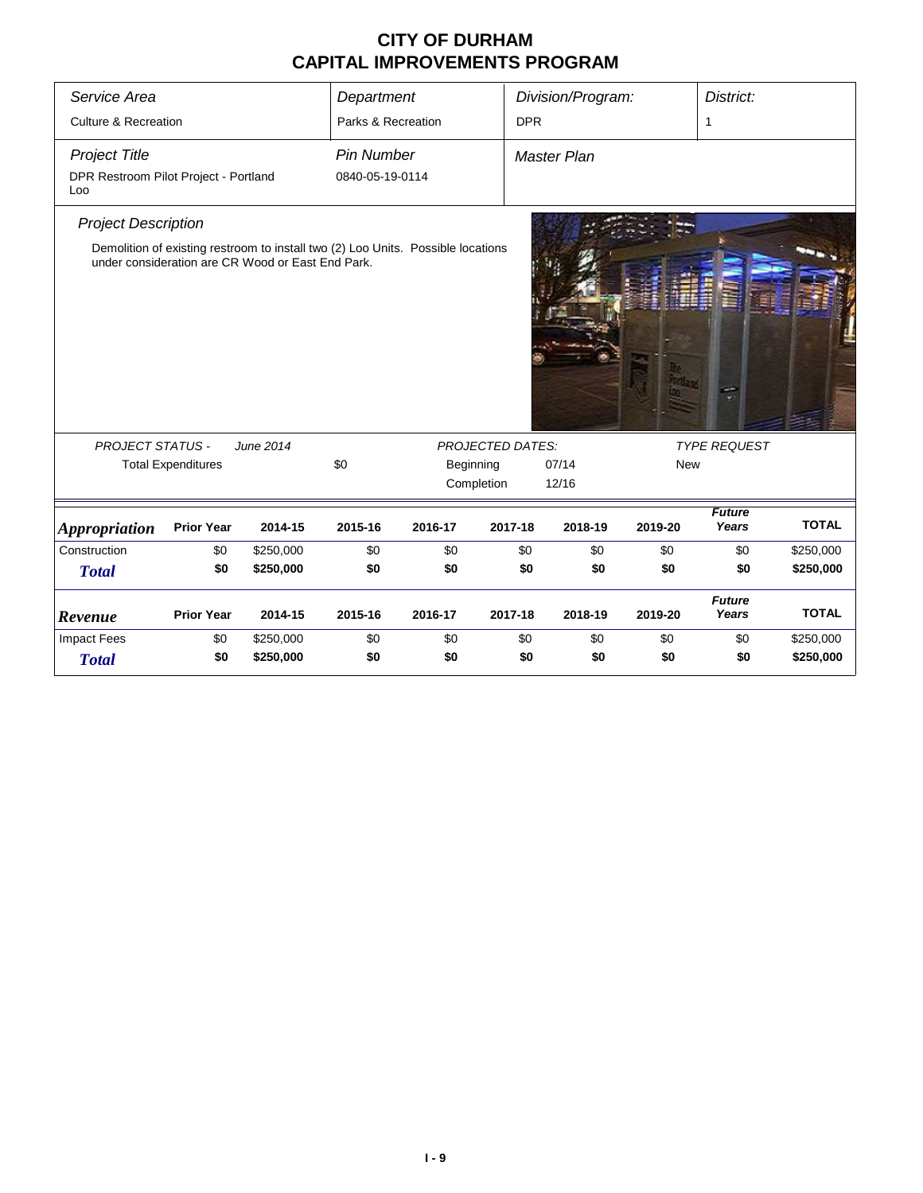# CITY OF DURHAM
# CAPITAL IMPROVEMENTS PROGRAM

| *Service Area* | *Department* | *Division/Program:* | *District:* |
|---|---|---|---|
| Culture & Recreation | Parks & Recreation | DPR | 1 |

| *Project Title* | *Pin Number* | *Master Plan* |
|---|---|---|
| DPR Restroom Pilot Project - Portland Loo | 0840-05-19-0114 | |

*Project Description*

Demolition of existing restroom to install two (2) Loo Units. Possible locations under consideration are CR Wood or East End Park.

| *PROJECT STATUS -* | *June 2014* | | *PROJECTED DATES:* | | *TYPE REQUEST* |
|---|---|---|---|---|---|
| Total Expenditures | | $0 | Beginning | 07/14 | New |
| | | | Completion | 12/16 | |

| *Appropriation* | Prior Year | 2014-15 | 2015-16 | 2016-17 | 2017-18 | 2018-19 | 2019-20 | *Future Years* | TOTAL |
|---|---|---|---|---|---|---|---|---|---|
| Construction | $0 | $250,000 | $0 | $0 | $0 | $0 | $0 | $0 | $250,000 |
| ***Total*** | **$0** | **$250,000** | **$0** | **$0** | **$0** | **$0** | **$0** | **$0** | **$250,000** |

| *Revenue* | Prior Year | 2014-15 | 2015-16 | 2016-17 | 2017-18 | 2018-19 | 2019-20 | *Future Years* | TOTAL |
|---|---|---|---|---|---|---|---|---|---|
| Impact Fees | $0 | $250,000 | $0 | $0 | $0 | $0 | $0 | $0 | $250,000 |
| ***Total*** | **$0** | **$250,000** | **$0** | **$0** | **$0** | **$0** | **$0** | **$0** | **$250,000** |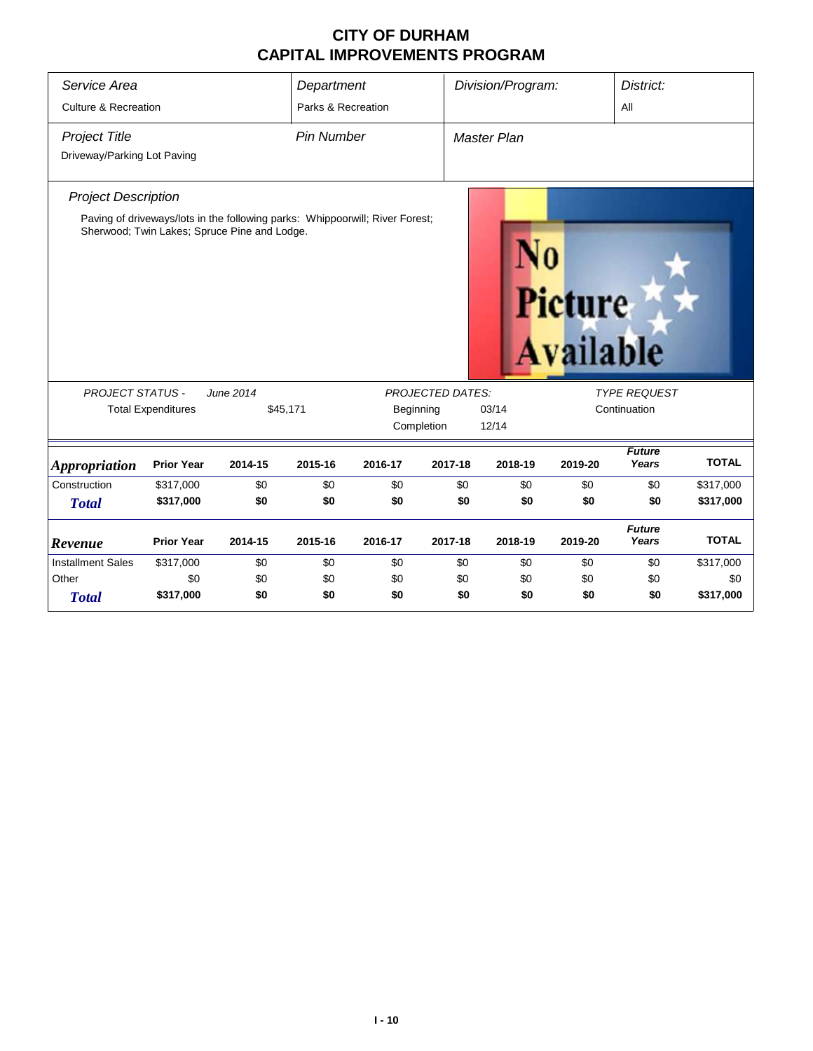# CITY OF DURHAM
# CAPITAL IMPROVEMENTS PROGRAM

| *Service Area* | *Department* | *Division/Program:* | *District:* |
|---|---|---|---|
| Culture & Recreation | Parks & Recreation | | All |

| *Project Title* | *Pin Number* | *Master Plan* |
|---|---|---|
| Driveway/Parking Lot Paving | | |

*Project Description*

Paving of driveways/lots in the following parks: Whippoorwill; River Forest; Sherwood; Twin Lakes; Spruce Pine and Lodge.

| *PROJECT STATUS -* | *June 2014* | *PROJECTED DATES:* | | *TYPE REQUEST* |
|---|---|---|---|---|
| Total Expenditures | $45,171 | Beginning | 03/14 | Continuation |
| | | Completion | 12/14 | |

| ***Appropriation*** | **Prior Year** | **2014-15** | **2015-16** | **2016-17** | **2017-18** | **2018-19** | **2019-20** | ***Future Years*** | **TOTAL** |
|---|---|---|---|---|---|---|---|---|---|
| Construction | $317,000 | $0 | $0 | $0 | $0 | $0 | $0 | $0 | $317,000 |
| ***Total*** | **$317,000** | **$0** | **$0** | **$0** | **$0** | **$0** | **$0** | **$0** | **$317,000** |

| ***Revenue*** | **Prior Year** | **2014-15** | **2015-16** | **2016-17** | **2017-18** | **2018-19** | **2019-20** | ***Future Years*** | **TOTAL** |
|---|---|---|---|---|---|---|---|---|---|
| Installment Sales | $317,000 | $0 | $0 | $0 | $0 | $0 | $0 | $0 | $317,000 |
| Other | $0 | $0 | $0 | $0 | $0 | $0 | $0 | $0 | $0 |
| ***Total*** | **$317,000** | **$0** | **$0** | **$0** | **$0** | **$0** | **$0** | **$0** | **$317,000** |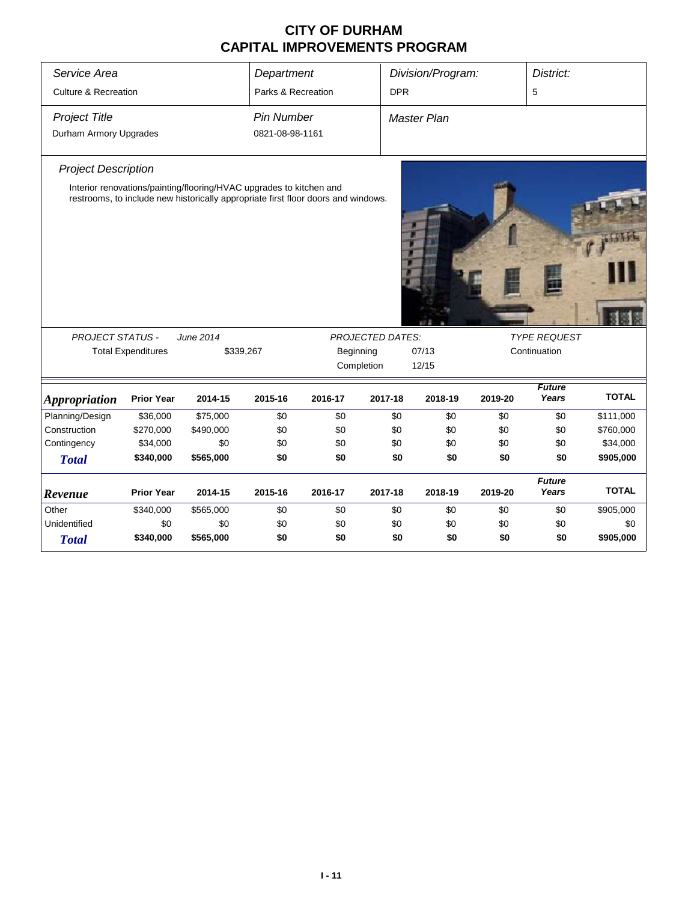# CITY OF DURHAM
# CAPITAL IMPROVEMENTS PROGRAM

| *Service Area* | *Department* | *Division/Program:* | *District:* |
|---|---|---|---|
| Culture & Recreation | Parks & Recreation | DPR | 5 |

| *Project Title* | *Pin Number* | *Master Plan* |
|---|---|---|
| Durham Armory Upgrades | 0821-08-98-1161 | |

*Project Description*

Interior renovations/painting/flooring/HVAC upgrades to kitchen and restrooms, to include new historically appropriate first floor doors and windows.

| *PROJECT STATUS -* | *June 2014* | *PROJECTED DATES:* | | *TYPE REQUEST* |
|---|---|---|---|---|
| Total Expenditures | $339,267 | Beginning | 07/13 | Continuation |
| | | Completion | 12/15 | |

| *Appropriation* | Prior Year | 2014-15 | 2015-16 | 2016-17 | 2017-18 | 2018-19 | 2019-20 | *Future Years* | TOTAL |
|---|---|---|---|---|---|---|---|---|---|
| Planning/Design | $36,000 | $75,000 | $0 | $0 | $0 | $0 | $0 | $0 | $111,000 |
| Construction | $270,000 | $490,000 | $0 | $0 | $0 | $0 | $0 | $0 | $760,000 |
| Contingency | $34,000 | $0 | $0 | $0 | $0 | $0 | $0 | $0 | $34,000 |
| ***Total*** | **$340,000** | **$565,000** | **$0** | **$0** | **$0** | **$0** | **$0** | **$0** | **$905,000** |

| *Revenue* | Prior Year | 2014-15 | 2015-16 | 2016-17 | 2017-18 | 2018-19 | 2019-20 | *Future Years* | TOTAL |
|---|---|---|---|---|---|---|---|---|---|
| Other | $340,000 | $565,000 | $0 | $0 | $0 | $0 | $0 | $0 | $905,000 |
| Unidentified | $0 | $0 | $0 | $0 | $0 | $0 | $0 | $0 | $0 |
| ***Total*** | **$340,000** | **$565,000** | **$0** | **$0** | **$0** | **$0** | **$0** | **$0** | **$905,000** |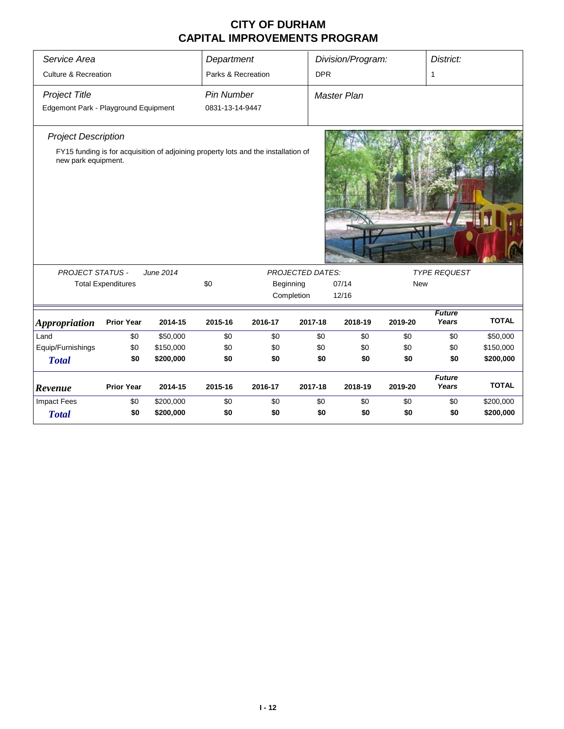# CITY OF DURHAM
# CAPITAL IMPROVEMENTS PROGRAM

| *Service Area* | *Department* | *Division/Program:* | *District:* |
|---|---|---|---|
| Culture & Recreation | Parks & Recreation | DPR | 1 |

| *Project Title* | *Pin Number* | *Master Plan* |
|---|---|---|
| Edgemont Park - Playground Equipment | 0831-13-14-9447 | |

*Project Description*

FY15 funding is for acquisition of adjoining property lots and the installation of new park equipment.

| *PROJECT STATUS -* | *June 2014* | | *PROJECTED DATES:* | | *TYPE REQUEST* |
|---|---|---|---|---|---|
| Total Expenditures | | $0 | Beginning | 07/14 | New |
| | | | Completion | 12/16 | |

| *Appropriation* | Prior Year | 2014-15 | 2015-16 | 2016-17 | 2017-18 | 2018-19 | 2019-20 | *Future Years* | TOTAL |
|---|---|---|---|---|---|---|---|---|---|
| Land | $0 | $50,000 | $0 | $0 | $0 | $0 | $0 | $0 | $50,000 |
| Equip/Furnishings | $0 | $150,000 | $0 | $0 | $0 | $0 | $0 | $0 | $150,000 |
| ***Total*** | **$0** | **$200,000** | **$0** | **$0** | **$0** | **$0** | **$0** | **$0** | **$200,000** |

| *Revenue* | Prior Year | 2014-15 | 2015-16 | 2016-17 | 2017-18 | 2018-19 | 2019-20 | *Future Years* | TOTAL |
|---|---|---|---|---|---|---|---|---|---|
| Impact Fees | $0 | $200,000 | $0 | $0 | $0 | $0 | $0 | $0 | $200,000 |
| ***Total*** | **$0** | **$200,000** | **$0** | **$0** | **$0** | **$0** | **$0** | **$0** | **$200,000** |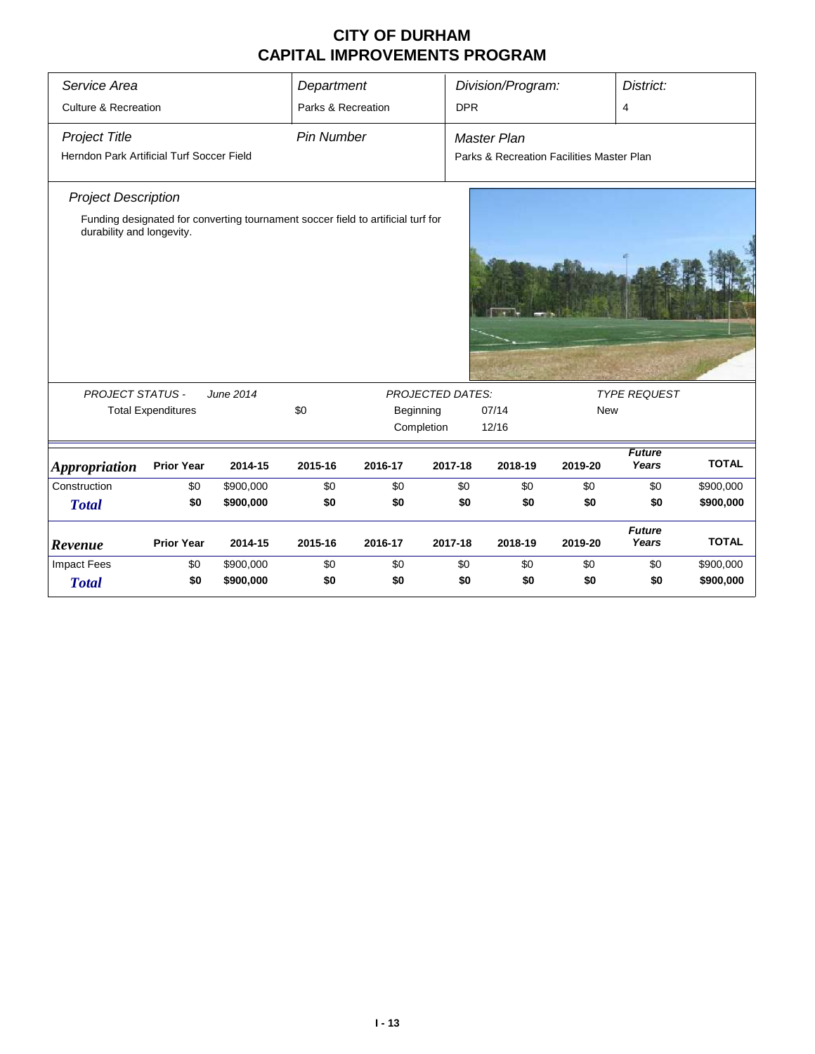# CITY OF DURHAM
# CAPITAL IMPROVEMENTS PROGRAM

| *Service Area* | *Department* | *Division/Program:* | *District:* |
|---|---|---|---|
| Culture & Recreation | Parks & Recreation | DPR | 4 |

| *Project Title* | *Pin Number* | *Master Plan* |
|---|---|---|
| Herndon Park Artificial Turf Soccer Field | | Parks & Recreation Facilities Master Plan |

*Project Description*

Funding designated for converting tournament soccer field to artificial turf for durability and longevity.

| *PROJECT STATUS -* | *June 2014* | | *PROJECTED DATES:* | | *TYPE REQUEST* |
|---|---|---|---|---|---|
| Total Expenditures | | $0 | Beginning | 07/14 | New |
| | | | Completion | 12/16 | |

| *Appropriation* | Prior Year | 2014-15 | 2015-16 | 2016-17 | 2017-18 | 2018-19 | 2019-20 | *Future Years* | TOTAL |
|---|---|---|---|---|---|---|---|---|---|
| Construction | $0 | $900,000 | $0 | $0 | $0 | $0 | $0 | $0 | $900,000 |
| ***Total*** | **$0** | **$900,000** | **$0** | **$0** | **$0** | **$0** | **$0** | **$0** | **$900,000** |

| *Revenue* | Prior Year | 2014-15 | 2015-16 | 2016-17 | 2017-18 | 2018-19 | 2019-20 | *Future Years* | TOTAL |
|---|---|---|---|---|---|---|---|---|---|
| Impact Fees | $0 | $900,000 | $0 | $0 | $0 | $0 | $0 | $0 | $900,000 |
| ***Total*** | **$0** | **$900,000** | **$0** | **$0** | **$0** | **$0** | **$0** | **$0** | **$900,000** |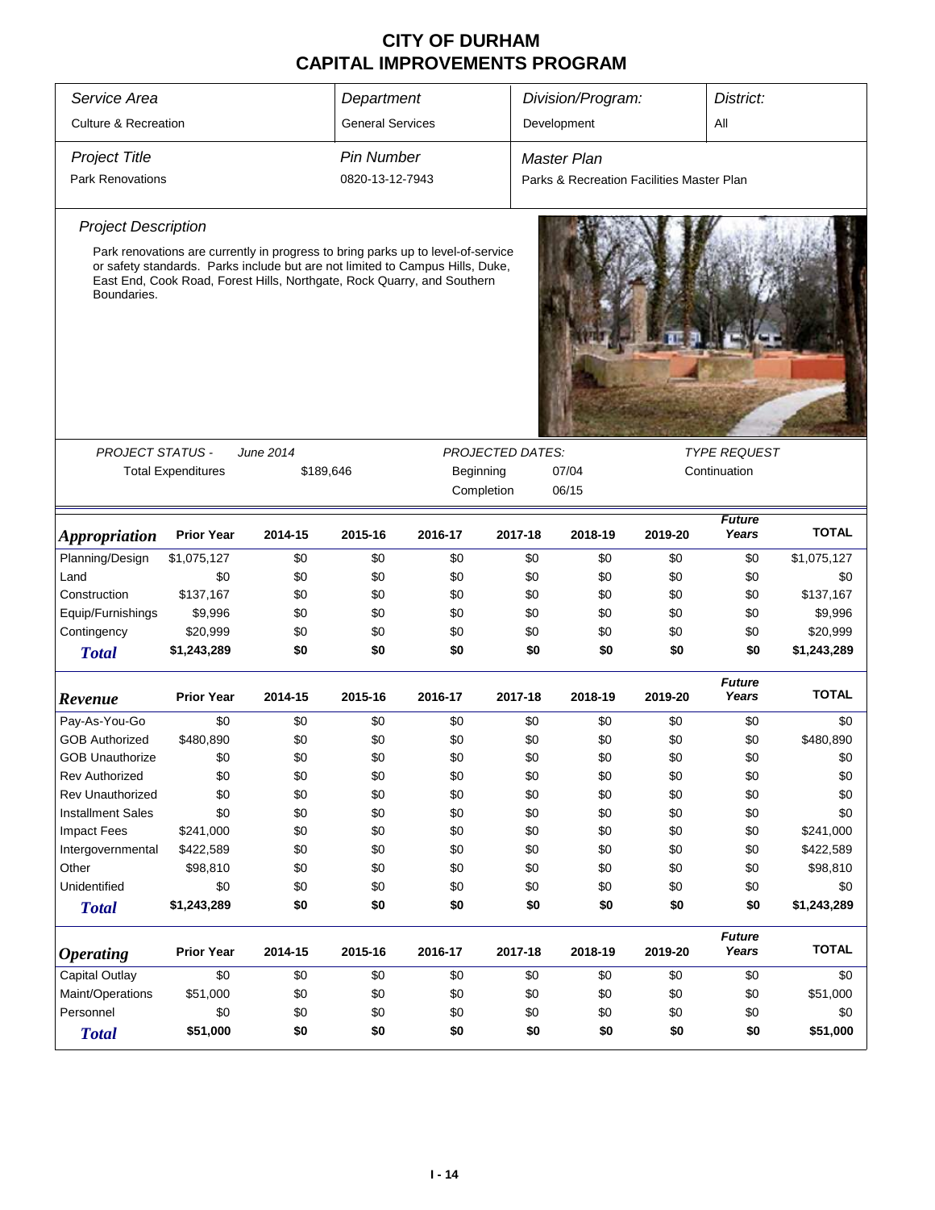# CITY OF DURHAM
# CAPITAL IMPROVEMENTS PROGRAM

| *Service Area* | *Department* | *Division/Program:* | *District:* |
|---|---|---|---|
| Culture & Recreation | General Services | Development | All |

| *Project Title* | *Pin Number* | *Master Plan* |
|---|---|---|
| Park Renovations | 0820-13-12-7943 | Parks & Recreation Facilities Master Plan |

*Project Description*

Park renovations are currently in progress to bring parks up to level-of-service or safety standards. Parks include but are not limited to Campus Hills, Duke, East End, Cook Road, Forest Hills, Northgate, Rock Quarry, and Southern Boundaries.

| *PROJECT STATUS -* | *June 2014* | *PROJECTED DATES:* | | *TYPE REQUEST* |
|---|---|---|---|---|
| Total Expenditures | $189,646 | Beginning | 07/04 | Continuation |
| | | Completion | 06/15 | |

| *Appropriation* | Prior Year | 2014-15 | 2015-16 | 2016-17 | 2017-18 | 2018-19 | 2019-20 | *Future Years* | TOTAL |
|---|---|---|---|---|---|---|---|---|---|
| Planning/Design | $1,075,127 | $0 | $0 | $0 | $0 | $0 | $0 | $0 | $1,075,127 |
| Land | $0 | $0 | $0 | $0 | $0 | $0 | $0 | $0 | $0 |
| Construction | $137,167 | $0 | $0 | $0 | $0 | $0 | $0 | $0 | $137,167 |
| Equip/Furnishings | $9,996 | $0 | $0 | $0 | $0 | $0 | $0 | $0 | $9,996 |
| Contingency | $20,999 | $0 | $0 | $0 | $0 | $0 | $0 | $0 | $20,999 |
| ***Total*** | **$1,243,289** | **$0** | **$0** | **$0** | **$0** | **$0** | **$0** | **$0** | **$1,243,289** |

| *Revenue* | Prior Year | 2014-15 | 2015-16 | 2016-17 | 2017-18 | 2018-19 | 2019-20 | *Future Years* | TOTAL |
|---|---|---|---|---|---|---|---|---|---|
| Pay-As-You-Go | $0 | $0 | $0 | $0 | $0 | $0 | $0 | $0 | $0 |
| GOB Authorized | $480,890 | $0 | $0 | $0 | $0 | $0 | $0 | $0 | $480,890 |
| GOB Unauthorize | $0 | $0 | $0 | $0 | $0 | $0 | $0 | $0 | $0 |
| Rev Authorized | $0 | $0 | $0 | $0 | $0 | $0 | $0 | $0 | $0 |
| Rev Unauthorized | $0 | $0 | $0 | $0 | $0 | $0 | $0 | $0 | $0 |
| Installment Sales | $0 | $0 | $0 | $0 | $0 | $0 | $0 | $0 | $0 |
| Impact Fees | $241,000 | $0 | $0 | $0 | $0 | $0 | $0 | $0 | $241,000 |
| Intergovernmental | $422,589 | $0 | $0 | $0 | $0 | $0 | $0 | $0 | $422,589 |
| Other | $98,810 | $0 | $0 | $0 | $0 | $0 | $0 | $0 | $98,810 |
| Unidentified | $0 | $0 | $0 | $0 | $0 | $0 | $0 | $0 | $0 |
| ***Total*** | **$1,243,289** | **$0** | **$0** | **$0** | **$0** | **$0** | **$0** | **$0** | **$1,243,289** |

| *Operating* | Prior Year | 2014-15 | 2015-16 | 2016-17 | 2017-18 | 2018-19 | 2019-20 | *Future Years* | TOTAL |
|---|---|---|---|---|---|---|---|---|---|
| Capital Outlay | $0 | $0 | $0 | $0 | $0 | $0 | $0 | $0 | $0 |
| Maint/Operations | $51,000 | $0 | $0 | $0 | $0 | $0 | $0 | $0 | $51,000 |
| Personnel | $0 | $0 | $0 | $0 | $0 | $0 | $0 | $0 | $0 |
| ***Total*** | **$51,000** | **$0** | **$0** | **$0** | **$0** | **$0** | **$0** | **$0** | **$51,000** |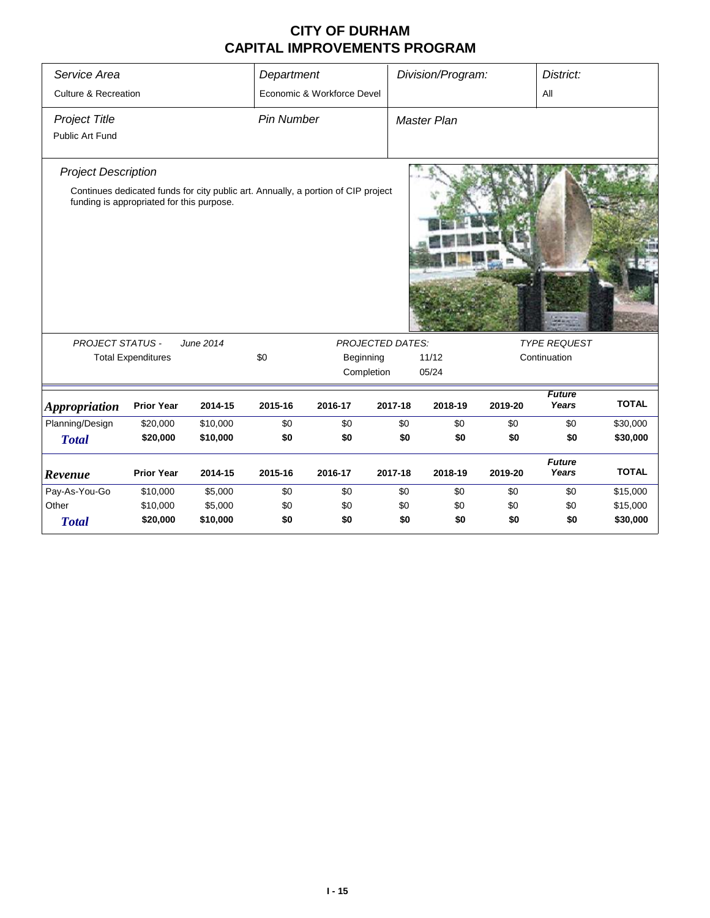# CITY OF DURHAM
# CAPITAL IMPROVEMENTS PROGRAM

| *Service Area* | *Department* | *Division/Program:* | *District:* |
|---|---|---|---|
| Culture & Recreation | Economic & Workforce Devel | | All |

| *Project Title* | *Pin Number* | *Master Plan* |
|---|---|---|
| Public Art Fund | | |

*Project Description*

Continues dedicated funds for city public art. Annually, a portion of CIP project funding is appropriated for this purpose.

| *PROJECT STATUS -* | *June 2014* | *PROJECTED DATES:* | | *TYPE REQUEST* |
|---|---|---|---|---|
| Total Expenditures | $0 | Beginning | 11/12 | Continuation |
| | | Completion | 05/24 | |

| *Appropriation* | Prior Year | 2014-15 | 2015-16 | 2016-17 | 2017-18 | 2018-19 | 2019-20 | *Future Years* | TOTAL |
|---|---|---|---|---|---|---|---|---|---|
| Planning/Design | $20,000 | $10,000 | $0 | $0 | $0 | $0 | $0 | $0 | $30,000 |
| **Total** | **$20,000** | **$10,000** | **$0** | **$0** | **$0** | **$0** | **$0** | **$0** | **$30,000** |

| *Revenue* | Prior Year | 2014-15 | 2015-16 | 2016-17 | 2017-18 | 2018-19 | 2019-20 | *Future Years* | TOTAL |
|---|---|---|---|---|---|---|---|---|---|
| Pay-As-You-Go | $10,000 | $5,000 | $0 | $0 | $0 | $0 | $0 | $0 | $15,000 |
| Other | $10,000 | $5,000 | $0 | $0 | $0 | $0 | $0 | $0 | $15,000 |
| **Total** | **$20,000** | **$10,000** | **$0** | **$0** | **$0** | **$0** | **$0** | **$0** | **$30,000** |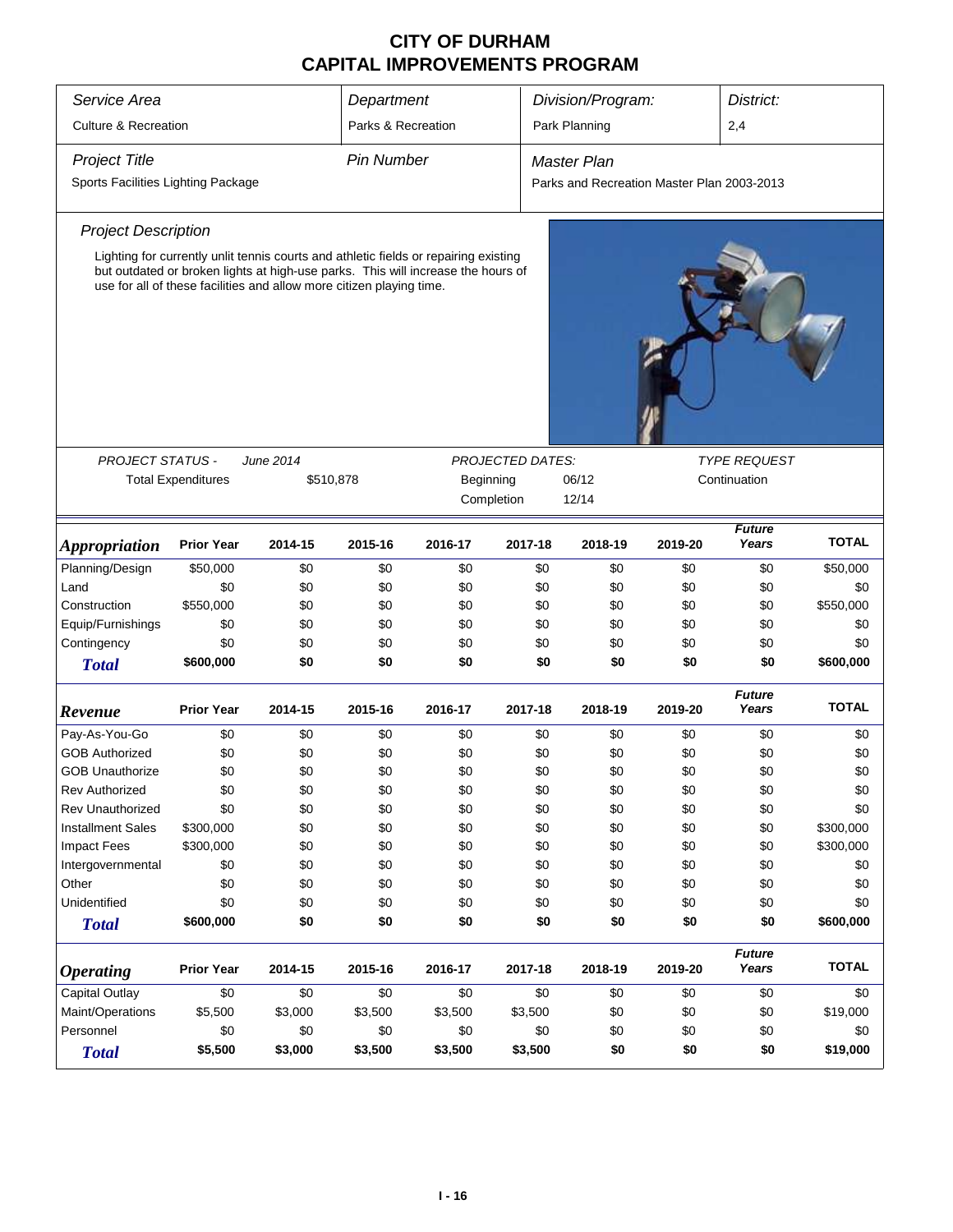# CITY OF DURHAM
## CAPITAL IMPROVEMENTS PROGRAM

| Service Area | Department | Division/Program: | District: |
|---|---|---|---|
| Culture & Recreation | Parks & Recreation | Park Planning | 2,4 |

| Project Title | Pin Number | Master Plan |
|---|---|---|
| Sports Facilities Lighting Package | | Parks and Recreation Master Plan 2003-2013 |

### Project Description

Lighting for currently unlit tennis courts and athletic fields or repairing existing but outdated or broken lights at high-use parks. This will increase the hours of use for all of these facilities and allow more citizen playing time.

| PROJECT STATUS - June 2014 | | PROJECTED DATES: | | TYPE REQUEST |
|---|---|---|---|---|
| Total Expenditures | $510,878 | Beginning | 06/12 | Continuation |
| | | Completion | 12/14 | |

| Appropriation | Prior Year | 2014-15 | 2015-16 | 2016-17 | 2017-18 | 2018-19 | 2019-20 | Future Years | TOTAL |
|---|---|---|---|---|---|---|---|---|---|
| Planning/Design | $50,000 | $0 | $0 | $0 | $0 | $0 | $0 | $0 | $50,000 |
| Land | $0 | $0 | $0 | $0 | $0 | $0 | $0 | $0 | $0 |
| Construction | $550,000 | $0 | $0 | $0 | $0 | $0 | $0 | $0 | $550,000 |
| Equip/Furnishings | $0 | $0 | $0 | $0 | $0 | $0 | $0 | $0 | $0 |
| Contingency | $0 | $0 | $0 | $0 | $0 | $0 | $0 | $0 | $0 |
| **Total** | **$600,000** | **$0** | **$0** | **$0** | **$0** | **$0** | **$0** | **$0** | **$600,000** |

| Revenue | Prior Year | 2014-15 | 2015-16 | 2016-17 | 2017-18 | 2018-19 | 2019-20 | Future Years | TOTAL |
|---|---|---|---|---|---|---|---|---|---|
| Pay-As-You-Go | $0 | $0 | $0 | $0 | $0 | $0 | $0 | $0 | $0 |
| GOB Authorized | $0 | $0 | $0 | $0 | $0 | $0 | $0 | $0 | $0 |
| GOB Unauthorize | $0 | $0 | $0 | $0 | $0 | $0 | $0 | $0 | $0 |
| Rev Authorized | $0 | $0 | $0 | $0 | $0 | $0 | $0 | $0 | $0 |
| Rev Unauthorized | $0 | $0 | $0 | $0 | $0 | $0 | $0 | $0 | $0 |
| Installment Sales | $300,000 | $0 | $0 | $0 | $0 | $0 | $0 | $0 | $300,000 |
| Impact Fees | $300,000 | $0 | $0 | $0 | $0 | $0 | $0 | $0 | $300,000 |
| Intergovernmental | $0 | $0 | $0 | $0 | $0 | $0 | $0 | $0 | $0 |
| Other | $0 | $0 | $0 | $0 | $0 | $0 | $0 | $0 | $0 |
| Unidentified | $0 | $0 | $0 | $0 | $0 | $0 | $0 | $0 | $0 |
| **Total** | **$600,000** | **$0** | **$0** | **$0** | **$0** | **$0** | **$0** | **$0** | **$600,000** |

| Operating | Prior Year | 2014-15 | 2015-16 | 2016-17 | 2017-18 | 2018-19 | 2019-20 | Future Years | TOTAL |
|---|---|---|---|---|---|---|---|---|---|
| Capital Outlay | $0 | $0 | $0 | $0 | $0 | $0 | $0 | $0 | $0 |
| Maint/Operations | $5,500 | $3,000 | $3,500 | $3,500 | $3,500 | $0 | $0 | $0 | $19,000 |
| Personnel | $0 | $0 | $0 | $0 | $0 | $0 | $0 | $0 | $0 |
| **Total** | **$5,500** | **$3,000** | **$3,500** | **$3,500** | **$3,500** | **$0** | **$0** | **$0** | **$19,000** |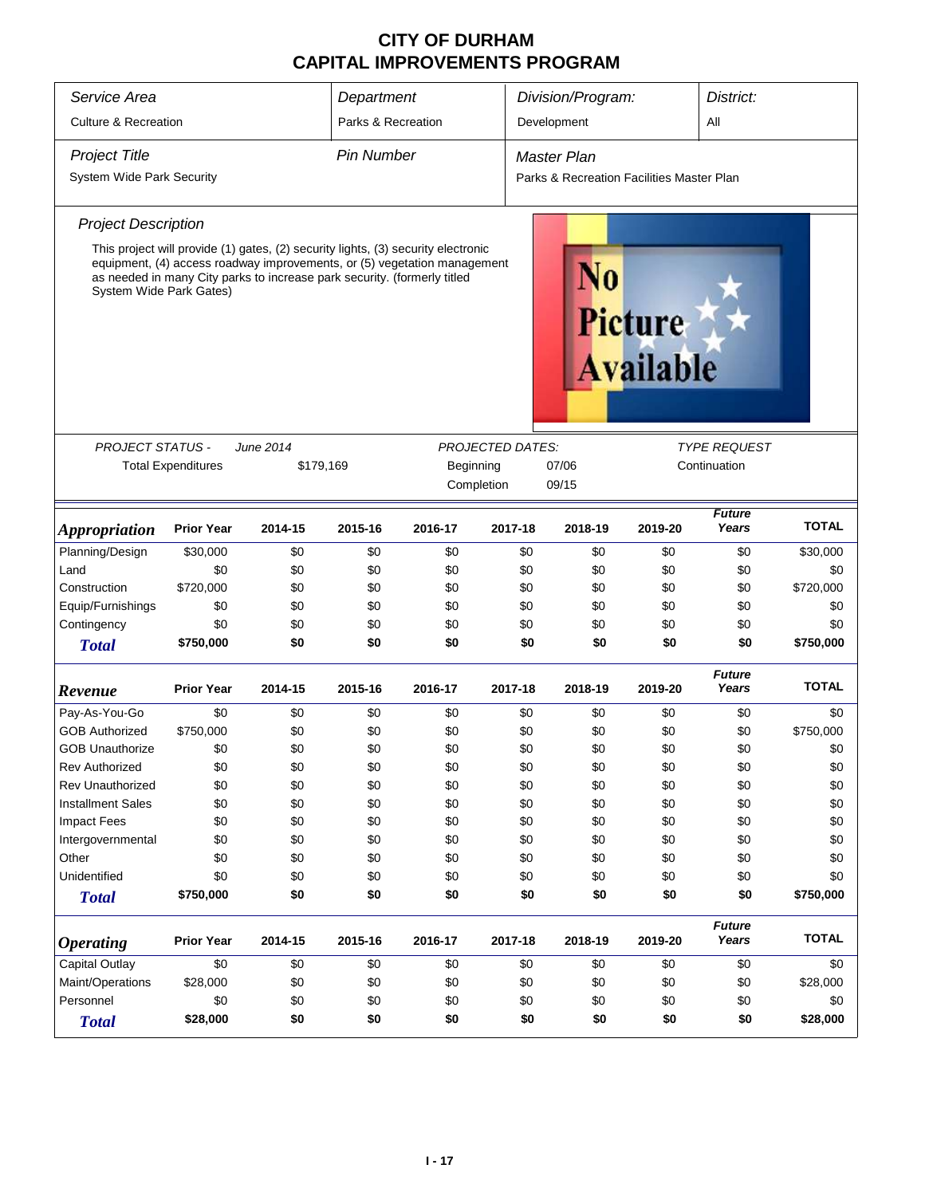# CITY OF DURHAM
## CAPITAL IMPROVEMENTS PROGRAM

| *Service Area* | *Department* | *Division/Program:* | *District:* |
|---|---|---|---|
| Culture & Recreation | Parks & Recreation | Development | All |

| *Project Title* | *Pin Number* | *Master Plan* |
|---|---|---|
| System Wide Park Security | | Parks & Recreation Facilities Master Plan |

### *Project Description*

This project will provide (1) gates, (2) security lights, (3) security electronic equipment, (4) access roadway improvements, or (5) vegetation management as needed in many City parks to increase park security. (formerly titled System Wide Park Gates)

No Picture Available

| *PROJECT STATUS -* | *June 2014* | *PROJECTED DATES:* | | *TYPE REQUEST* |
|---|---|---|---|---|
| Total Expenditures | $179,169 | Beginning | 07/06 | Continuation |
| | | Completion | 09/15 | |

| ***Appropriation*** | **Prior Year** | **2014-15** | **2015-16** | **2016-17** | **2017-18** | **2018-19** | **2019-20** | ***Future Years*** | **TOTAL** |
|---|---|---|---|---|---|---|---|---|---|
| Planning/Design | $30,000 | $0 | $0 | $0 | $0 | $0 | $0 | $0 | $30,000 |
| Land | $0 | $0 | $0 | $0 | $0 | $0 | $0 | $0 | $0 |
| Construction | $720,000 | $0 | $0 | $0 | $0 | $0 | $0 | $0 | $720,000 |
| Equip/Furnishings | $0 | $0 | $0 | $0 | $0 | $0 | $0 | $0 | $0 |
| Contingency | $0 | $0 | $0 | $0 | $0 | $0 | $0 | $0 | $0 |
| ***Total*** | **$750,000** | **$0** | **$0** | **$0** | **$0** | **$0** | **$0** | **$0** | **$750,000** |

| ***Revenue*** | **Prior Year** | **2014-15** | **2015-16** | **2016-17** | **2017-18** | **2018-19** | **2019-20** | ***Future Years*** | **TOTAL** |
|---|---|---|---|---|---|---|---|---|---|
| Pay-As-You-Go | $0 | $0 | $0 | $0 | $0 | $0 | $0 | $0 | $0 |
| GOB Authorized | $750,000 | $0 | $0 | $0 | $0 | $0 | $0 | $0 | $750,000 |
| GOB Unauthorize | $0 | $0 | $0 | $0 | $0 | $0 | $0 | $0 | $0 |
| Rev Authorized | $0 | $0 | $0 | $0 | $0 | $0 | $0 | $0 | $0 |
| Rev Unauthorized | $0 | $0 | $0 | $0 | $0 | $0 | $0 | $0 | $0 |
| Installment Sales | $0 | $0 | $0 | $0 | $0 | $0 | $0 | $0 | $0 |
| Impact Fees | $0 | $0 | $0 | $0 | $0 | $0 | $0 | $0 | $0 |
| Intergovernmental | $0 | $0 | $0 | $0 | $0 | $0 | $0 | $0 | $0 |
| Other | $0 | $0 | $0 | $0 | $0 | $0 | $0 | $0 | $0 |
| Unidentified | $0 | $0 | $0 | $0 | $0 | $0 | $0 | $0 | $0 |
| ***Total*** | **$750,000** | **$0** | **$0** | **$0** | **$0** | **$0** | **$0** | **$0** | **$750,000** |

| ***Operating*** | **Prior Year** | **2014-15** | **2015-16** | **2016-17** | **2017-18** | **2018-19** | **2019-20** | ***Future Years*** | **TOTAL** |
|---|---|---|---|---|---|---|---|---|---|
| Capital Outlay | $0 | $0 | $0 | $0 | $0 | $0 | $0 | $0 | $0 |
| Maint/Operations | $28,000 | $0 | $0 | $0 | $0 | $0 | $0 | $0 | $28,000 |
| Personnel | $0 | $0 | $0 | $0 | $0 | $0 | $0 | $0 | $0 |
| ***Total*** | **$28,000** | **$0** | **$0** | **$0** | **$0** | **$0** | **$0** | **$0** | **$28,000** |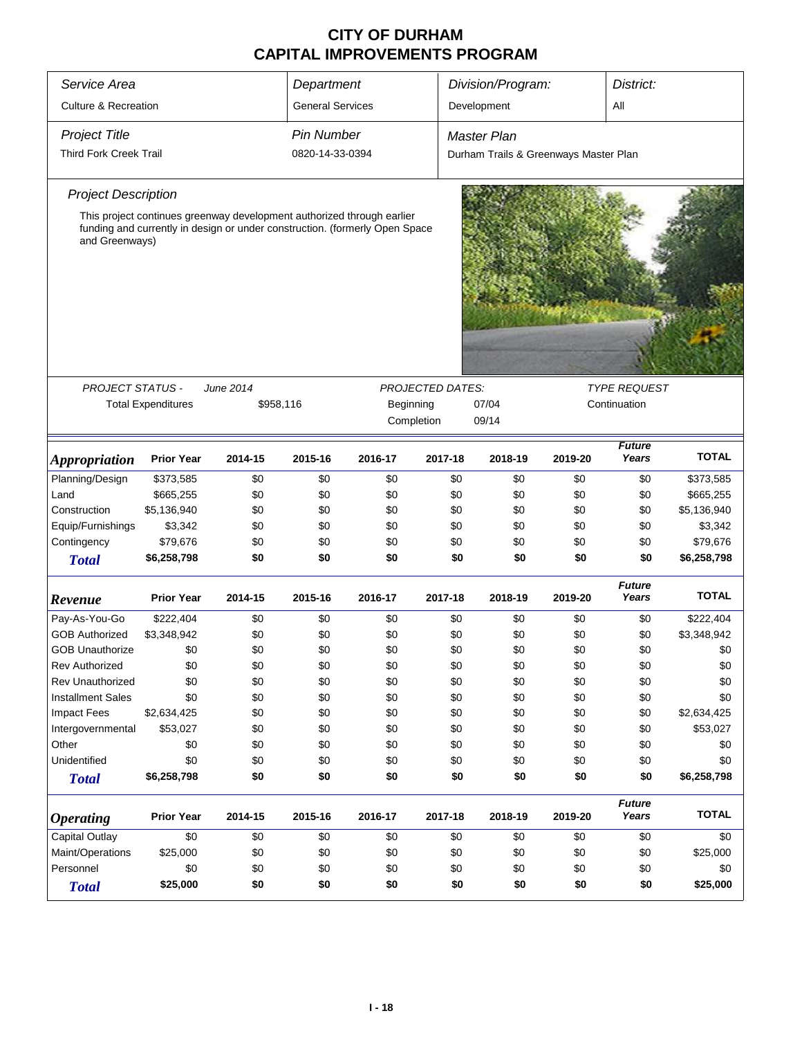# CITY OF DURHAM
# CAPITAL IMPROVEMENTS PROGRAM

| *Service Area* | *Department* | *Division/Program:* | *District:* |
|---|---|---|---|
| Culture & Recreation | General Services | Development | All |

| *Project Title* | *Pin Number* | *Master Plan* |
|---|---|---|
| Third Fork Creek Trail | 0820-14-33-0394 | Durham Trails & Greenways Master Plan |

*Project Description*

This project continues greenway development authorized through earlier funding and currently in design or under construction. (formerly Open Space and Greenways)

| *PROJECT STATUS -* | *June 2014* | *PROJECTED DATES:* | | *TYPE REQUEST* |
|---|---|---|---|---|
| Total Expenditures | $958,116 | Beginning | 07/04 | Continuation |
| | | Completion | 09/14 | |

| ***Appropriation*** | **Prior Year** | **2014-15** | **2015-16** | **2016-17** | **2017-18** | **2018-19** | **2019-20** | ***Future Years*** | **TOTAL** |
|---|---|---|---|---|---|---|---|---|---|
| Planning/Design | $373,585 | $0 | $0 | $0 | $0 | $0 | $0 | $0 | $373,585 |
| Land | $665,255 | $0 | $0 | $0 | $0 | $0 | $0 | $0 | $665,255 |
| Construction | $5,136,940 | $0 | $0 | $0 | $0 | $0 | $0 | $0 | $5,136,940 |
| Equip/Furnishings | $3,342 | $0 | $0 | $0 | $0 | $0 | $0 | $0 | $3,342 |
| Contingency | $79,676 | $0 | $0 | $0 | $0 | $0 | $0 | $0 | $79,676 |
| ***Total*** | **$6,258,798** | **$0** | **$0** | **$0** | **$0** | **$0** | **$0** | **$0** | **$6,258,798** |

| ***Revenue*** | **Prior Year** | **2014-15** | **2015-16** | **2016-17** | **2017-18** | **2018-19** | **2019-20** | ***Future Years*** | **TOTAL** |
|---|---|---|---|---|---|---|---|---|---|
| Pay-As-You-Go | $222,404 | $0 | $0 | $0 | $0 | $0 | $0 | $0 | $222,404 |
| GOB Authorized | $3,348,942 | $0 | $0 | $0 | $0 | $0 | $0 | $0 | $3,348,942 |
| GOB Unauthorize | $0 | $0 | $0 | $0 | $0 | $0 | $0 | $0 | $0 |
| Rev Authorized | $0 | $0 | $0 | $0 | $0 | $0 | $0 | $0 | $0 |
| Rev Unauthorized | $0 | $0 | $0 | $0 | $0 | $0 | $0 | $0 | $0 |
| Installment Sales | $0 | $0 | $0 | $0 | $0 | $0 | $0 | $0 | $0 |
| Impact Fees | $2,634,425 | $0 | $0 | $0 | $0 | $0 | $0 | $0 | $2,634,425 |
| Intergovernmental | $53,027 | $0 | $0 | $0 | $0 | $0 | $0 | $0 | $53,027 |
| Other | $0 | $0 | $0 | $0 | $0 | $0 | $0 | $0 | $0 |
| Unidentified | $0 | $0 | $0 | $0 | $0 | $0 | $0 | $0 | $0 |
| ***Total*** | **$6,258,798** | **$0** | **$0** | **$0** | **$0** | **$0** | **$0** | **$0** | **$6,258,798** |

| ***Operating*** | **Prior Year** | **2014-15** | **2015-16** | **2016-17** | **2017-18** | **2018-19** | **2019-20** | ***Future Years*** | **TOTAL** |
|---|---|---|---|---|---|---|---|---|---|
| Capital Outlay | $0 | $0 | $0 | $0 | $0 | $0 | $0 | $0 | $0 |
| Maint/Operations | $25,000 | $0 | $0 | $0 | $0 | $0 | $0 | $0 | $25,000 |
| Personnel | $0 | $0 | $0 | $0 | $0 | $0 | $0 | $0 | $0 |
| ***Total*** | **$25,000** | **$0** | **$0** | **$0** | **$0** | **$0** | **$0** | **$0** | **$25,000** |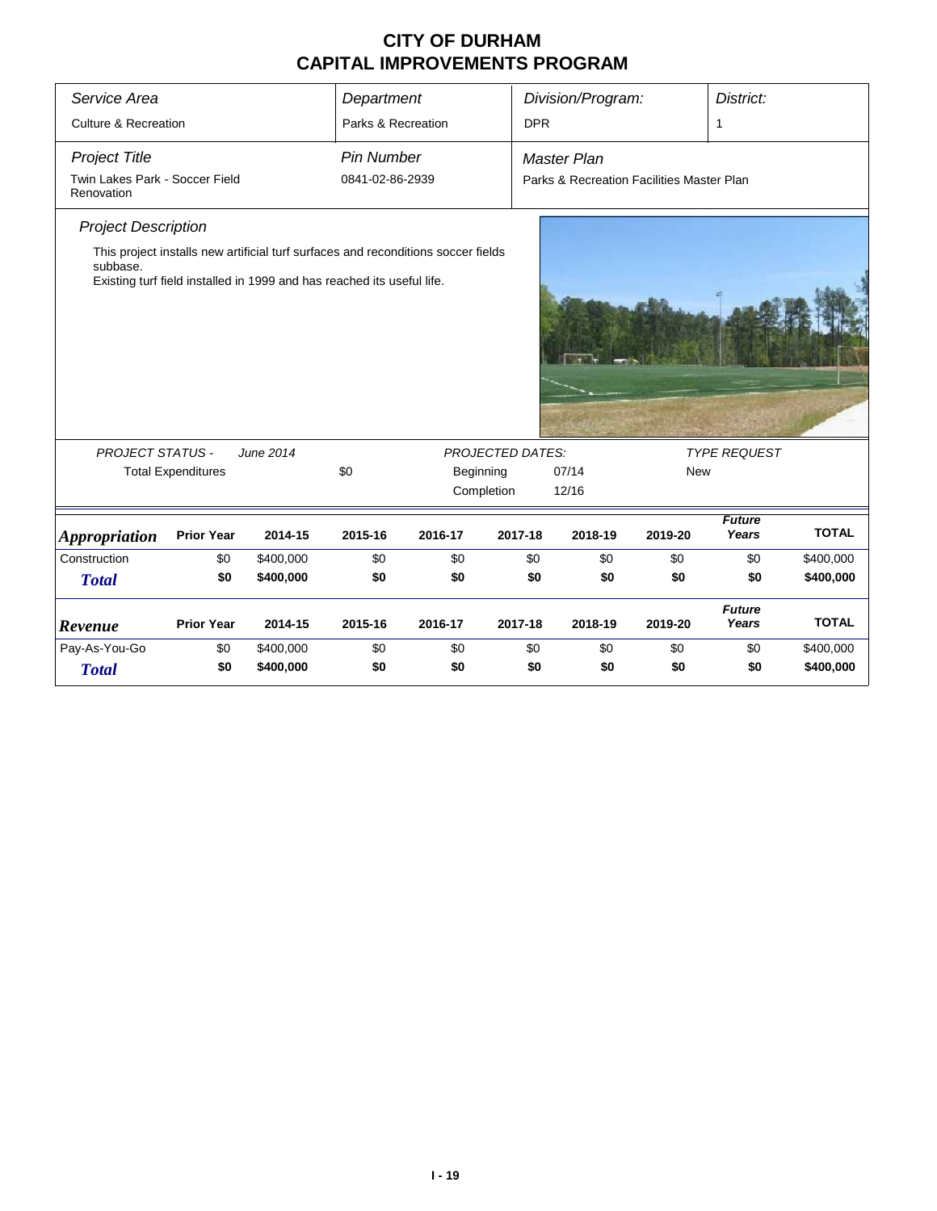# CITY OF DURHAM
# CAPITAL IMPROVEMENTS PROGRAM

| Service Area | Department | Division/Program: | District: |
|---|---|---|---|
| Culture & Recreation | Parks & Recreation | DPR | 1 |

| Project Title | Pin Number | Master Plan |
|---|---|---|
| Twin Lakes Park - Soccer Field Renovation | 0841-02-86-2939 | Parks & Recreation Facilities Master Plan |

*Project Description*

This project installs new artificial turf surfaces and reconditions soccer fields subbase.
Existing turf field installed in 1999 and has reached its useful life.

| PROJECT STATUS - | June 2014 | | PROJECTED DATES: | | TYPE REQUEST |
|---|---|---|---|---|---|
| Total Expenditures | | $0 | Beginning | 07/14 | New |
| | | | Completion | 12/16 | |

| *Appropriation* | Prior Year | 2014-15 | 2015-16 | 2016-17 | 2017-18 | 2018-19 | 2019-20 | Future Years | TOTAL |
|---|---|---|---|---|---|---|---|---|---|
| Construction | $0 | $400,000 | $0 | $0 | $0 | $0 | $0 | $0 | $400,000 |
| **Total** | **$0** | **$400,000** | **$0** | **$0** | **$0** | **$0** | **$0** | **$0** | **$400,000** |

| *Revenue* | Prior Year | 2014-15 | 2015-16 | 2016-17 | 2017-18 | 2018-19 | 2019-20 | Future Years | TOTAL |
|---|---|---|---|---|---|---|---|---|---|
| Pay-As-You-Go | $0 | $400,000 | $0 | $0 | $0 | $0 | $0 | $0 | $400,000 |
| **Total** | **$0** | **$400,000** | **$0** | **$0** | **$0** | **$0** | **$0** | **$0** | **$400,000** |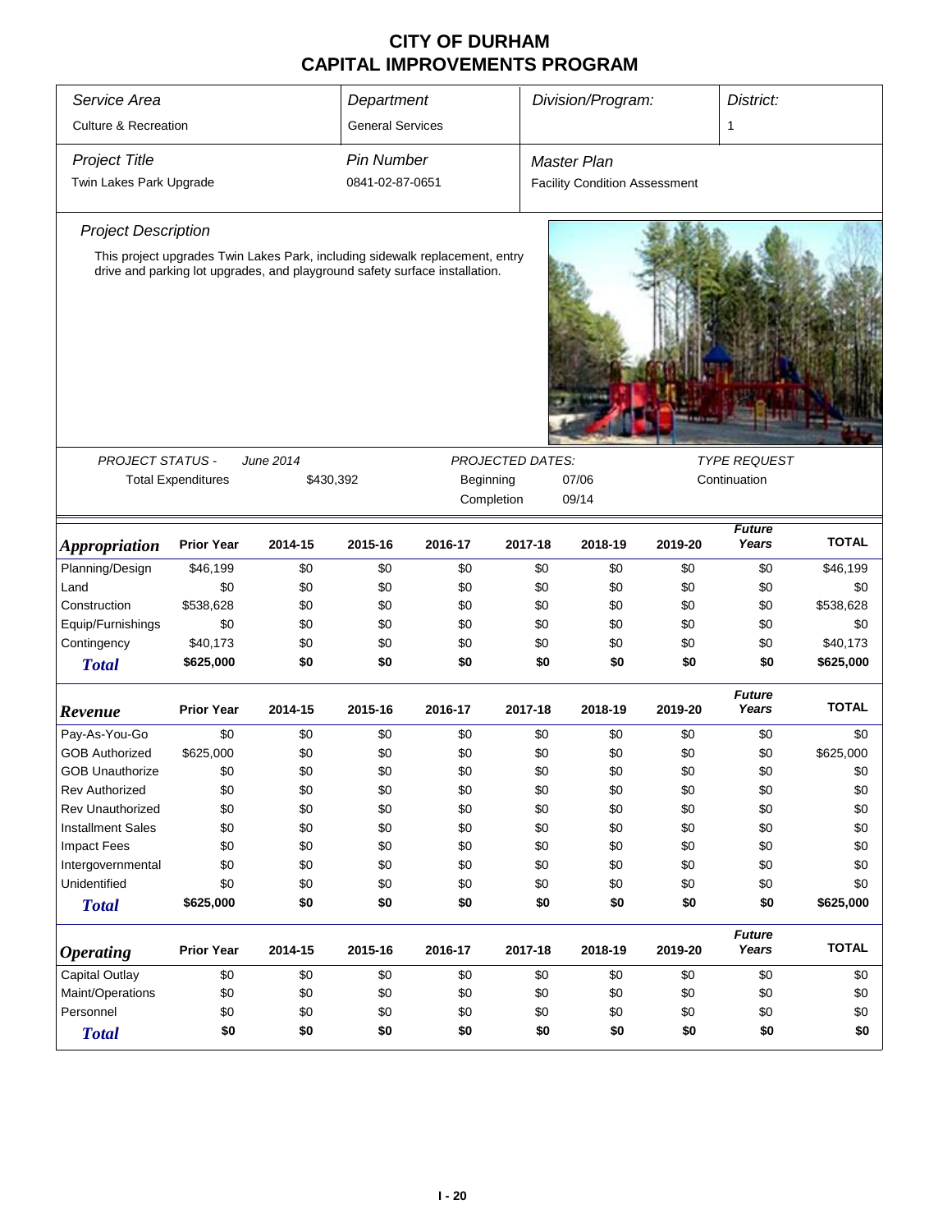# CITY OF DURHAM
# CAPITAL IMPROVEMENTS PROGRAM

| Service Area | Department | Division/Program: | District: |
|---|---|---|---|
| Culture & Recreation | General Services | | 1 |
| **Project Title** | **Pin Number** | **Master Plan** | |
| Twin Lakes Park Upgrade | 0841-02-87-0651 | Facility Condition Assessment | |

### Project Description

This project upgrades Twin Lakes Park, including sidewalk replacement, entry drive and parking lot upgrades, and playground safety surface installation.

| PROJECT STATUS - | June 2014 | PROJECTED DATES: | | TYPE REQUEST |
|---|---|---|---|---|
| Total Expenditures | $430,392 | Beginning | 07/06 | Continuation |
| | | Completion | 09/14 | |

| Appropriation | Prior Year | 2014-15 | 2015-16 | 2016-17 | 2017-18 | 2018-19 | 2019-20 | Future Years | TOTAL |
|---|---|---|---|---|---|---|---|---|---|
| Planning/Design | $46,199 | $0 | $0 | $0 | $0 | $0 | $0 | $0 | $46,199 |
| Land | $0 | $0 | $0 | $0 | $0 | $0 | $0 | $0 | $0 |
| Construction | $538,628 | $0 | $0 | $0 | $0 | $0 | $0 | $0 | $538,628 |
| Equip/Furnishings | $0 | $0 | $0 | $0 | $0 | $0 | $0 | $0 | $0 |
| Contingency | $40,173 | $0 | $0 | $0 | $0 | $0 | $0 | $0 | $40,173 |
| **Total** | **$625,000** | **$0** | **$0** | **$0** | **$0** | **$0** | **$0** | **$0** | **$625,000** |

| Revenue | Prior Year | 2014-15 | 2015-16 | 2016-17 | 2017-18 | 2018-19 | 2019-20 | Future Years | TOTAL |
|---|---|---|---|---|---|---|---|---|---|
| Pay-As-You-Go | $0 | $0 | $0 | $0 | $0 | $0 | $0 | $0 | $0 |
| GOB Authorized | $625,000 | $0 | $0 | $0 | $0 | $0 | $0 | $0 | $625,000 |
| GOB Unauthorize | $0 | $0 | $0 | $0 | $0 | $0 | $0 | $0 | $0 |
| Rev Authorized | $0 | $0 | $0 | $0 | $0 | $0 | $0 | $0 | $0 |
| Rev Unauthorized | $0 | $0 | $0 | $0 | $0 | $0 | $0 | $0 | $0 |
| Installment Sales | $0 | $0 | $0 | $0 | $0 | $0 | $0 | $0 | $0 |
| Impact Fees | $0 | $0 | $0 | $0 | $0 | $0 | $0 | $0 | $0 |
| Intergovernmental | $0 | $0 | $0 | $0 | $0 | $0 | $0 | $0 | $0 |
| Unidentified | $0 | $0 | $0 | $0 | $0 | $0 | $0 | $0 | $0 |
| **Total** | **$625,000** | **$0** | **$0** | **$0** | **$0** | **$0** | **$0** | **$0** | **$625,000** |

| Operating | Prior Year | 2014-15 | 2015-16 | 2016-17 | 2017-18 | 2018-19 | 2019-20 | Future Years | TOTAL |
|---|---|---|---|---|---|---|---|---|---|
| Capital Outlay | $0 | $0 | $0 | $0 | $0 | $0 | $0 | $0 | $0 |
| Maint/Operations | $0 | $0 | $0 | $0 | $0 | $0 | $0 | $0 | $0 |
| Personnel | $0 | $0 | $0 | $0 | $0 | $0 | $0 | $0 | $0 |
| **Total** | **$0** | **$0** | **$0** | **$0** | **$0** | **$0** | **$0** | **$0** | **$0** |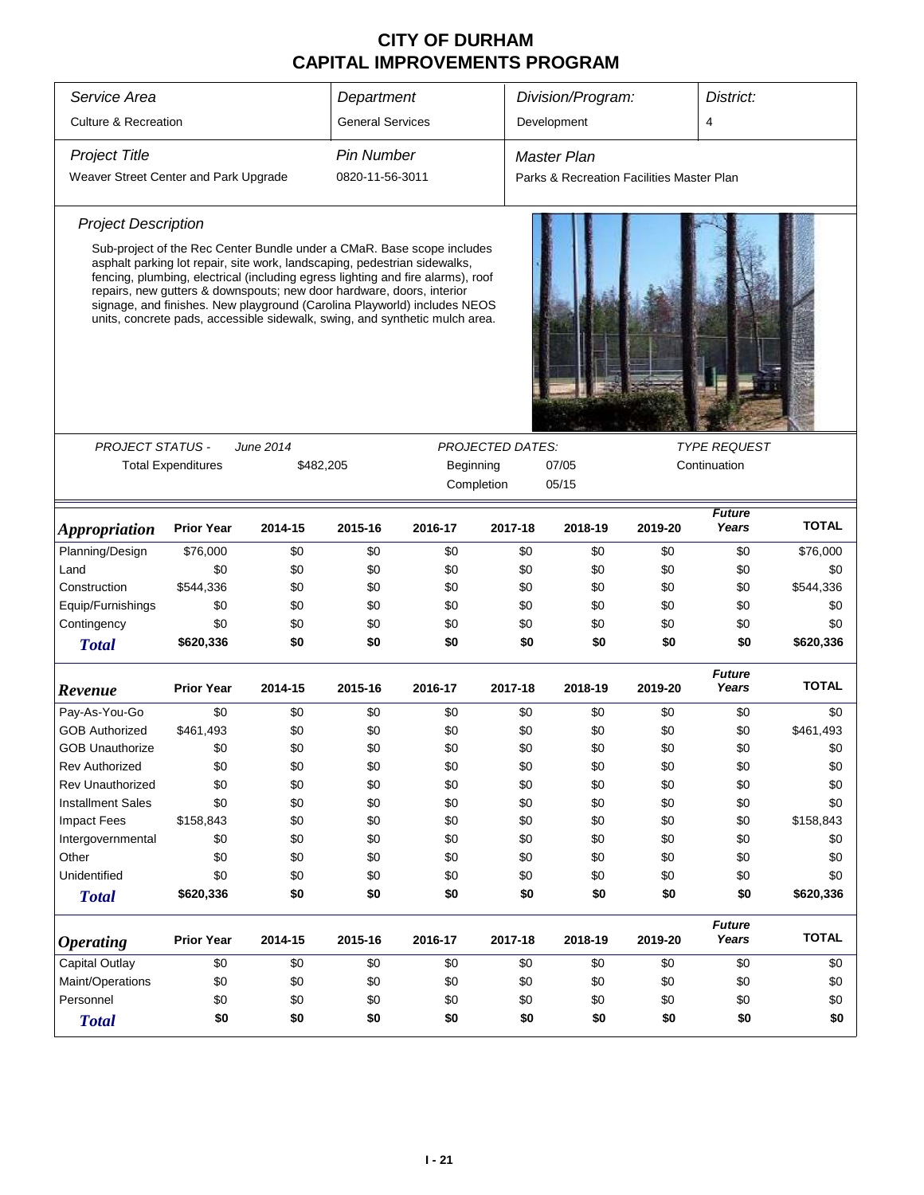# CITY OF DURHAM
# CAPITAL IMPROVEMENTS PROGRAM

| Service Area | Department | Division/Program: | District: |
|---|---|---|---|
| Culture & Recreation | General Services | Development | 4 |

| Project Title | Pin Number | Master Plan |
|---|---|---|
| Weaver Street Center and Park Upgrade | 0820-11-56-3011 | Parks & Recreation Facilities Master Plan |

### Project Description

Sub-project of the Rec Center Bundle under a CMaR. Base scope includes asphalt parking lot repair, site work, landscaping, pedestrian sidewalks, fencing, plumbing, electrical (including egress lighting and fire alarms), roof repairs, new gutters & downspouts; new door hardware, doors, interior signage, and finishes. New playground (Carolina Playworld) includes NEOS units, concrete pads, accessible sidewalk, swing, and synthetic mulch area.

PROJECT STATUS - June 2014

Total Expenditures $482,205

PROJECTED DATES:

Beginning 07/05

Completion 05/15

TYPE REQUEST

Continuation

| *Appropriation* | Prior Year | 2014-15 | 2015-16 | 2016-17 | 2017-18 | 2018-19 | 2019-20 | Future Years | TOTAL |
|---|---|---|---|---|---|---|---|---|---|
| Planning/Design | $76,000 | $0 | $0 | $0 | $0 | $0 | $0 | $0 | $76,000 |
| Land | $0 | $0 | $0 | $0 | $0 | $0 | $0 | $0 | $0 |
| Construction | $544,336 | $0 | $0 | $0 | $0 | $0 | $0 | $0 | $544,336 |
| Equip/Furnishings | $0 | $0 | $0 | $0 | $0 | $0 | $0 | $0 | $0 |
| Contingency | $0 | $0 | $0 | $0 | $0 | $0 | $0 | $0 | $0 |
| ***Total*** | **$620,336** | **$0** | **$0** | **$0** | **$0** | **$0** | **$0** | **$0** | **$620,336** |

| *Revenue* | Prior Year | 2014-15 | 2015-16 | 2016-17 | 2017-18 | 2018-19 | 2019-20 | Future Years | TOTAL |
|---|---|---|---|---|---|---|---|---|---|
| Pay-As-You-Go | $0 | $0 | $0 | $0 | $0 | $0 | $0 | $0 | $0 |
| GOB Authorized | $461,493 | $0 | $0 | $0 | $0 | $0 | $0 | $0 | $461,493 |
| GOB Unauthorize | $0 | $0 | $0 | $0 | $0 | $0 | $0 | $0 | $0 |
| Rev Authorized | $0 | $0 | $0 | $0 | $0 | $0 | $0 | $0 | $0 |
| Rev Unauthorized | $0 | $0 | $0 | $0 | $0 | $0 | $0 | $0 | $0 |
| Installment Sales | $0 | $0 | $0 | $0 | $0 | $0 | $0 | $0 | $0 |
| Impact Fees | $158,843 | $0 | $0 | $0 | $0 | $0 | $0 | $0 | $158,843 |
| Intergovernmental | $0 | $0 | $0 | $0 | $0 | $0 | $0 | $0 | $0 |
| Other | $0 | $0 | $0 | $0 | $0 | $0 | $0 | $0 | $0 |
| Unidentified | $0 | $0 | $0 | $0 | $0 | $0 | $0 | $0 | $0 |
| ***Total*** | **$620,336** | **$0** | **$0** | **$0** | **$0** | **$0** | **$0** | **$0** | **$620,336** |

| *Operating* | Prior Year | 2014-15 | 2015-16 | 2016-17 | 2017-18 | 2018-19 | 2019-20 | Future Years | TOTAL |
|---|---|---|---|---|---|---|---|---|---|
| Capital Outlay | $0 | $0 | $0 | $0 | $0 | $0 | $0 | $0 | $0 |
| Maint/Operations | $0 | $0 | $0 | $0 | $0 | $0 | $0 | $0 | $0 |
| Personnel | $0 | $0 | $0 | $0 | $0 | $0 | $0 | $0 | $0 |
| ***Total*** | **$0** | **$0** | **$0** | **$0** | **$0** | **$0** | **$0** | **$0** | **$0** |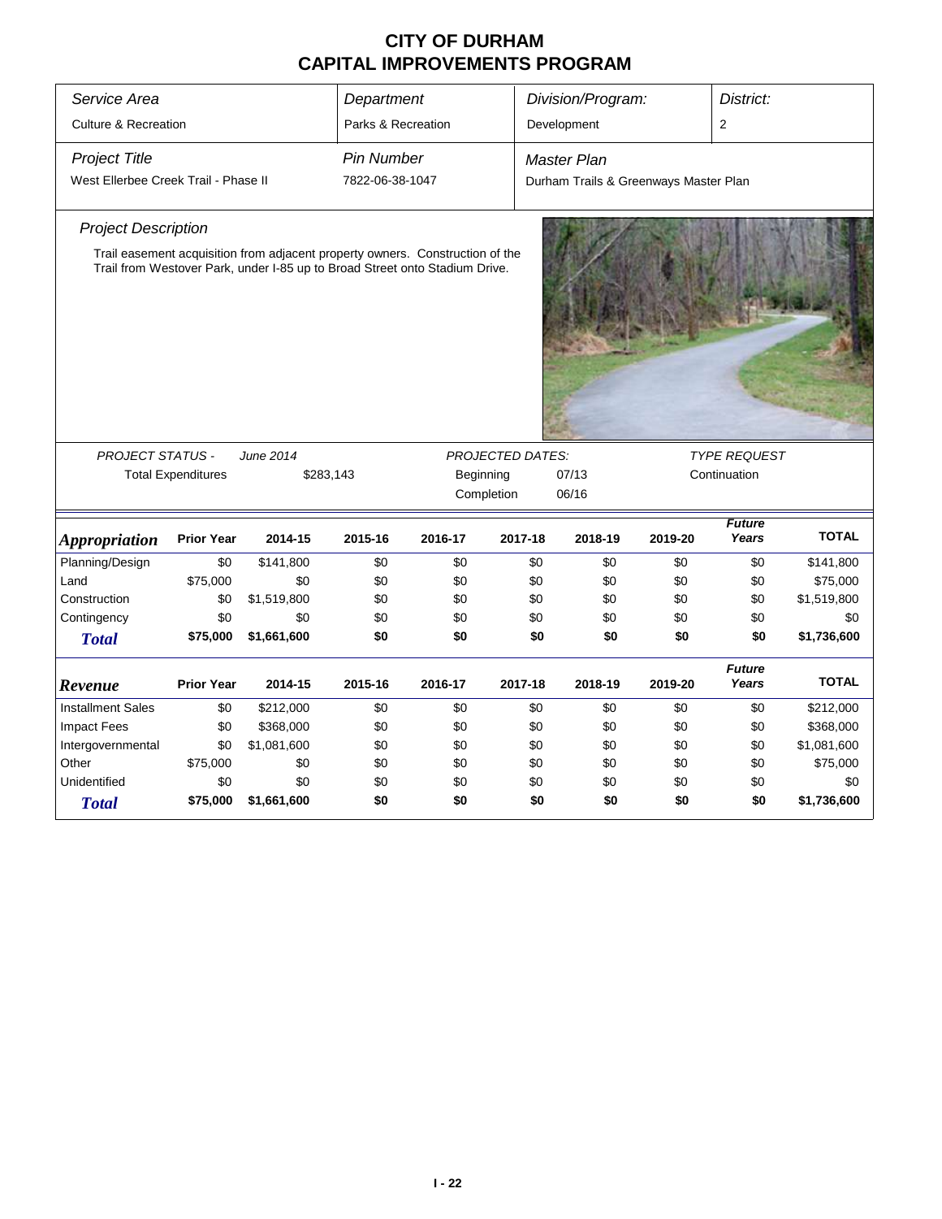# CITY OF DURHAM
# CAPITAL IMPROVEMENTS PROGRAM

| *Service Area* | *Department* | *Division/Program:* | *District:* |
|---|---|---|---|
| Culture & Recreation | Parks & Recreation | Development | 2 |

| *Project Title* | *Pin Number* | *Master Plan* |
|---|---|---|
| West Ellerbee Creek Trail - Phase II | 7822-06-38-1047 | Durham Trails & Greenways Master Plan |

### *Project Description*

Trail easement acquisition from adjacent property owners. Construction of the Trail from Westover Park, under I-85 up to Broad Street onto Stadium Drive.

| *PROJECT STATUS -* | *June 2014* | *PROJECTED DATES:* | | *TYPE REQUEST* |
|---|---|---|---|---|
| Total Expenditures | $283,143 | Beginning | 07/13 | Continuation |
| | | Completion | 06/16 | |

| *Appropriation* | Prior Year | 2014-15 | 2015-16 | 2016-17 | 2017-18 | 2018-19 | 2019-20 | *Future Years* | TOTAL |
|---|---|---|---|---|---|---|---|---|---|
| Planning/Design | $0 | $141,800 | $0 | $0 | $0 | $0 | $0 | $0 | $141,800 |
| Land | $75,000 | $0 | $0 | $0 | $0 | $0 | $0 | $0 | $75,000 |
| Construction | $0 | $1,519,800 | $0 | $0 | $0 | $0 | $0 | $0 | $1,519,800 |
| Contingency | $0 | $0 | $0 | $0 | $0 | $0 | $0 | $0 | $0 |
| ***Total*** | **$75,000** | **$1,661,600** | **$0** | **$0** | **$0** | **$0** | **$0** | **$0** | **$1,736,600** |

| *Revenue* | Prior Year | 2014-15 | 2015-16 | 2016-17 | 2017-18 | 2018-19 | 2019-20 | *Future Years* | TOTAL |
|---|---|---|---|---|---|---|---|---|---|
| Installment Sales | $0 | $212,000 | $0 | $0 | $0 | $0 | $0 | $0 | $212,000 |
| Impact Fees | $0 | $368,000 | $0 | $0 | $0 | $0 | $0 | $0 | $368,000 |
| Intergovernmental | $0 | $1,081,600 | $0 | $0 | $0 | $0 | $0 | $0 | $1,081,600 |
| Other | $75,000 | $0 | $0 | $0 | $0 | $0 | $0 | $0 | $75,000 |
| Unidentified | $0 | $0 | $0 | $0 | $0 | $0 | $0 | $0 | $0 |
| ***Total*** | **$75,000** | **$1,661,600** | **$0** | **$0** | **$0** | **$0** | **$0** | **$0** | **$1,736,600** |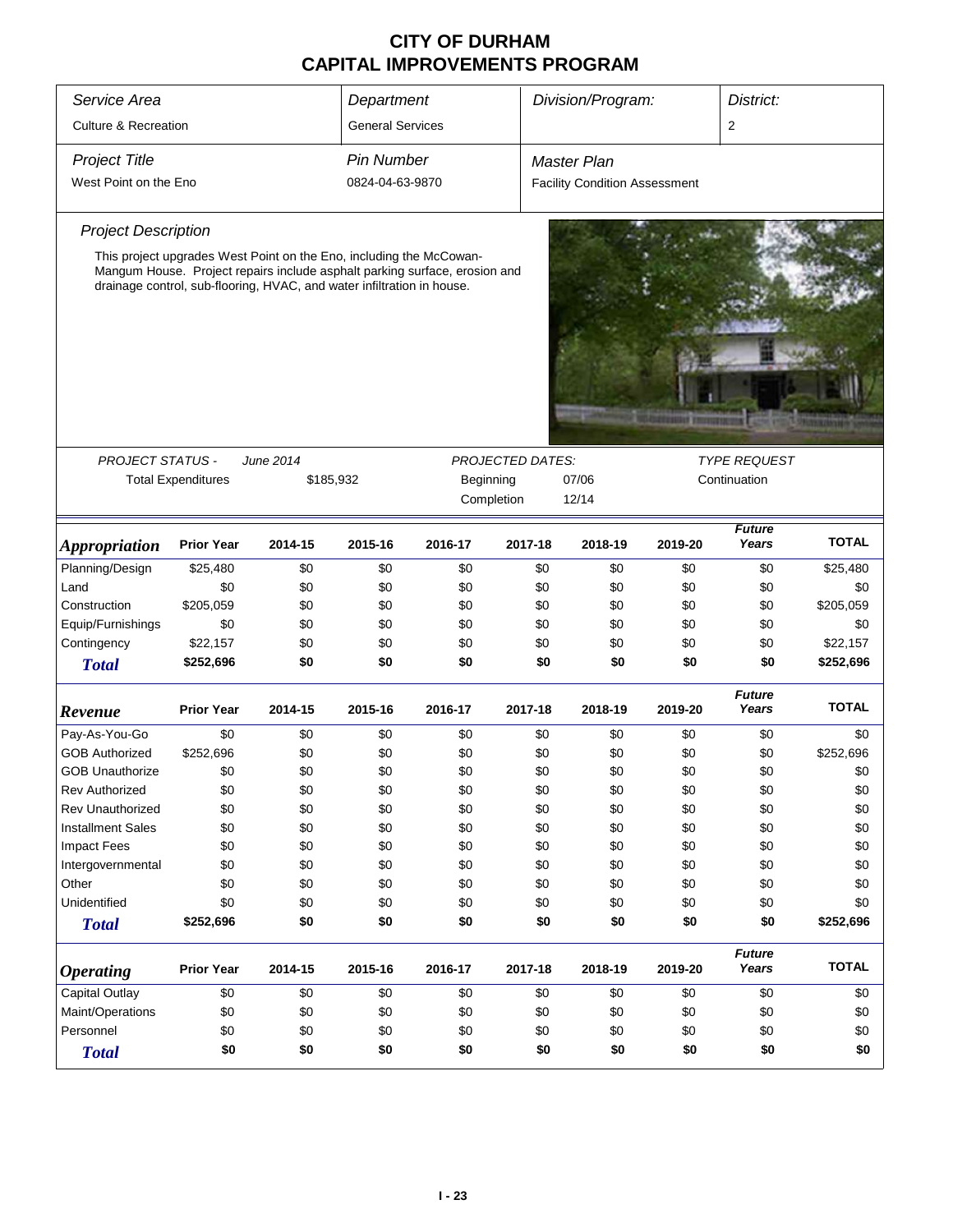# CITY OF DURHAM
# CAPITAL IMPROVEMENTS PROGRAM

| Service Area | Department | Division/Program: | District: |
|---|---|---|---|
| Culture & Recreation | General Services | | 2 |

| Project Title | Pin Number | Master Plan |
|---|---|---|
| West Point on the Eno | 0824-04-63-9870 | Facility Condition Assessment |

### Project Description

This project upgrades West Point on the Eno, including the McCowan-Mangum House. Project repairs include asphalt parking surface, erosion and drainage control, sub-flooring, HVAC, and water infiltration in house.

| PROJECT STATUS - | June 2014 | PROJECTED DATES: | | TYPE REQUEST |
|---|---|---|---|---|
| Total Expenditures | $185,932 | Beginning | 07/06 | Continuation |
| | | Completion | 12/14 | |

| Appropriation | Prior Year | 2014-15 | 2015-16 | 2016-17 | 2017-18 | 2018-19 | 2019-20 | Future Years | TOTAL |
|---|---|---|---|---|---|---|---|---|---|
| Planning/Design | $25,480 | $0 | $0 | $0 | $0 | $0 | $0 | $0 | $25,480 |
| Land | $0 | $0 | $0 | $0 | $0 | $0 | $0 | $0 | $0 |
| Construction | $205,059 | $0 | $0 | $0 | $0 | $0 | $0 | $0 | $205,059 |
| Equip/Furnishings | $0 | $0 | $0 | $0 | $0 | $0 | $0 | $0 | $0 |
| Contingency | $22,157 | $0 | $0 | $0 | $0 | $0 | $0 | $0 | $22,157 |
| **Total** | **$252,696** | **$0** | **$0** | **$0** | **$0** | **$0** | **$0** | **$0** | **$252,696** |

| Revenue | Prior Year | 2014-15 | 2015-16 | 2016-17 | 2017-18 | 2018-19 | 2019-20 | Future Years | TOTAL |
|---|---|---|---|---|---|---|---|---|---|
| Pay-As-You-Go | $0 | $0 | $0 | $0 | $0 | $0 | $0 | $0 | $0 |
| GOB Authorized | $252,696 | $0 | $0 | $0 | $0 | $0 | $0 | $0 | $252,696 |
| GOB Unauthorize | $0 | $0 | $0 | $0 | $0 | $0 | $0 | $0 | $0 |
| Rev Authorized | $0 | $0 | $0 | $0 | $0 | $0 | $0 | $0 | $0 |
| Rev Unauthorized | $0 | $0 | $0 | $0 | $0 | $0 | $0 | $0 | $0 |
| Installment Sales | $0 | $0 | $0 | $0 | $0 | $0 | $0 | $0 | $0 |
| Impact Fees | $0 | $0 | $0 | $0 | $0 | $0 | $0 | $0 | $0 |
| Intergovernmental | $0 | $0 | $0 | $0 | $0 | $0 | $0 | $0 | $0 |
| Other | $0 | $0 | $0 | $0 | $0 | $0 | $0 | $0 | $0 |
| Unidentified | $0 | $0 | $0 | $0 | $0 | $0 | $0 | $0 | $0 |
| **Total** | **$252,696** | **$0** | **$0** | **$0** | **$0** | **$0** | **$0** | **$0** | **$252,696** |

| Operating | Prior Year | 2014-15 | 2015-16 | 2016-17 | 2017-18 | 2018-19 | 2019-20 | Future Years | TOTAL |
|---|---|---|---|---|---|---|---|---|---|
| Capital Outlay | $0 | $0 | $0 | $0 | $0 | $0 | $0 | $0 | $0 |
| Maint/Operations | $0 | $0 | $0 | $0 | $0 | $0 | $0 | $0 | $0 |
| Personnel | $0 | $0 | $0 | $0 | $0 | $0 | $0 | $0 | $0 |
| **Total** | **$0** | **$0** | **$0** | **$0** | **$0** | **$0** | **$0** | **$0** | **$0** |